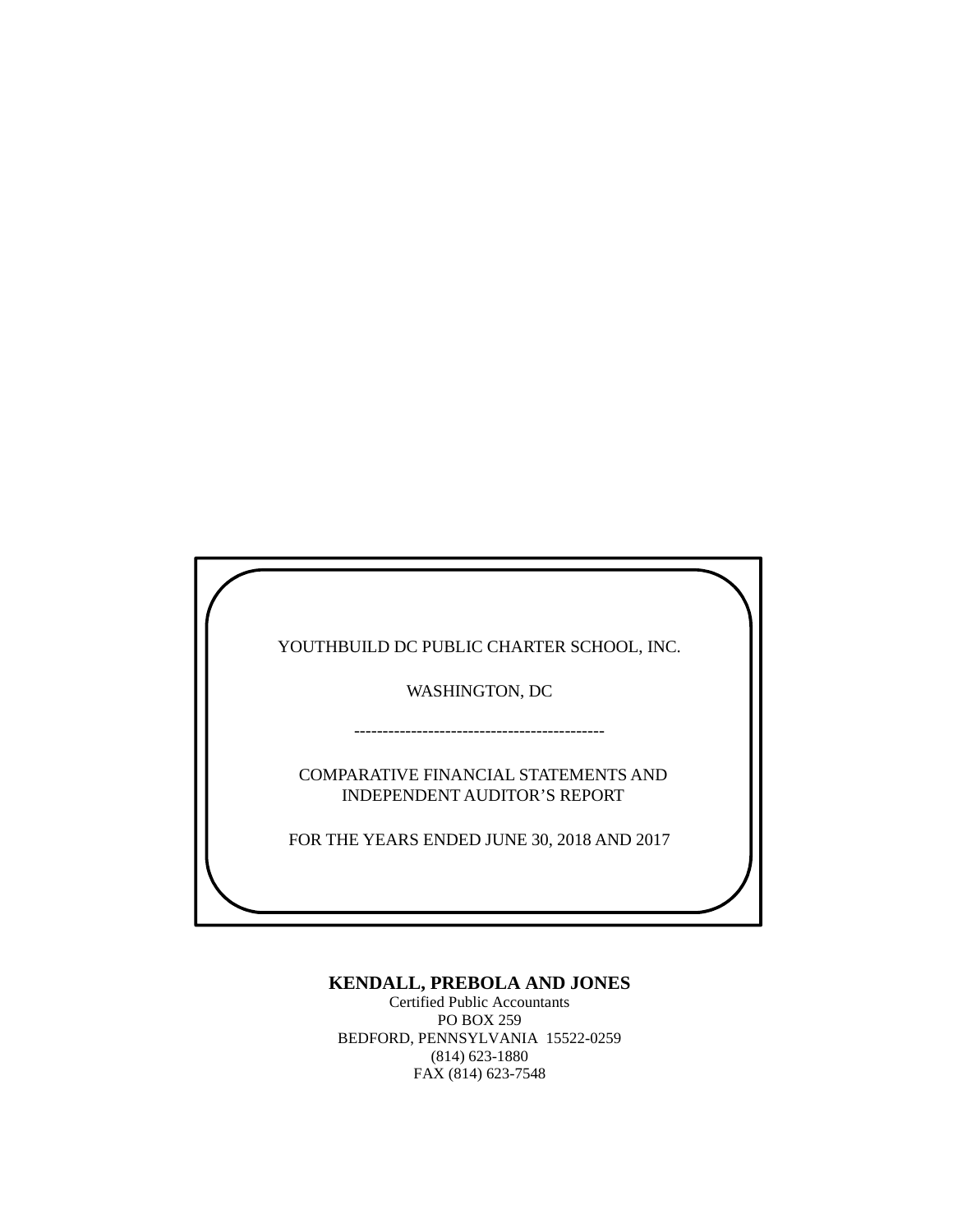YOUTHBUILD DC PUBLIC CHARTER SCHOOL, INC.

WASHINGTON, DC

--------------------------------------------

COMPARATIVE FINANCIAL STATEMENTS AND
INDEPENDENT AUDITOR'S REPORT

FOR THE YEARS ENDED JUNE 30, 2018 AND 2017

**KENDALL, PREBOLA AND JONES**
Certified Public Accountants
PO BOX 259
BEDFORD, PENNSYLVANIA 15522-0259
(814) 623-1880
FAX (814) 623-7548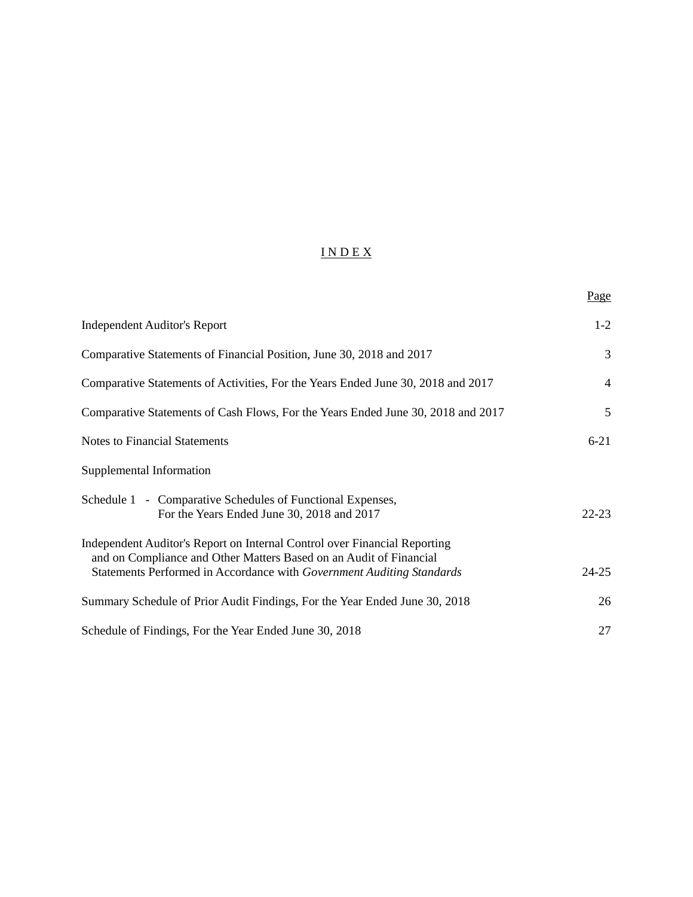# I N D E X

| | Page |
|---|---|
| Independent Auditor's Report | 1-2 |
| Comparative Statements of Financial Position, June 30, 2018 and 2017 | 3 |
| Comparative Statements of Activities, For the Years Ended June 30, 2018 and 2017 | 4 |
| Comparative Statements of Cash Flows, For the Years Ended June 30, 2018 and 2017 | 5 |
| Notes to Financial Statements | 6-21 |
| Supplemental Information | |
| Schedule 1 - Comparative Schedules of Functional Expenses, For the Years Ended June 30, 2018 and 2017 | 22-23 |
| Independent Auditor's Report on Internal Control over Financial Reporting and on Compliance and Other Matters Based on an Audit of Financial Statements Performed in Accordance with *Government Auditing Standards* | 24-25 |
| Summary Schedule of Prior Audit Findings, For the Year Ended June 30, 2018 | 26 |
| Schedule of Findings, For the Year Ended June 30, 2018 | 27 |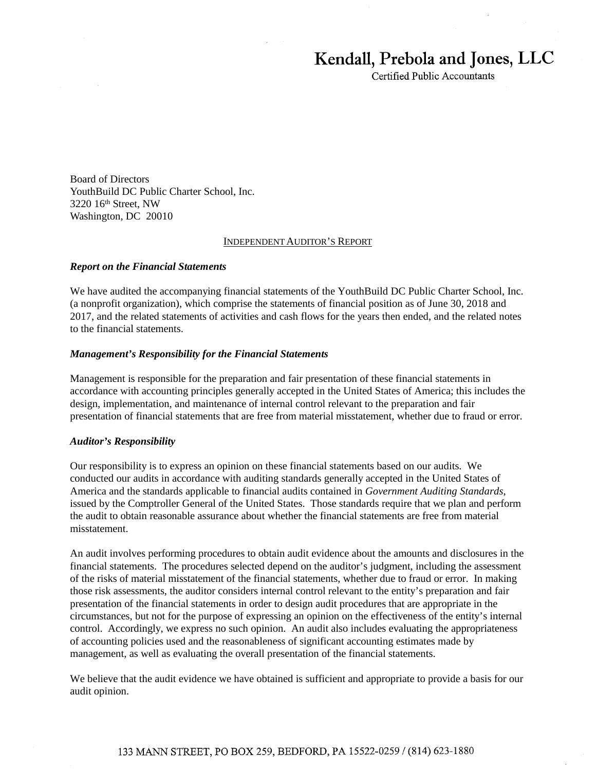# Kendall, Prebola and Jones, LLC

Certified Public Accountants

Board of Directors
YouthBuild DC Public Charter School, Inc.
3220 16th Street, NW
Washington, DC 20010

INDEPENDENT AUDITOR'S REPORT

***Report on the Financial Statements***

We have audited the accompanying financial statements of the YouthBuild DC Public Charter School, Inc. (a nonprofit organization), which comprise the statements of financial position as of June 30, 2018 and 2017, and the related statements of activities and cash flows for the years then ended, and the related notes to the financial statements.

***Management's Responsibility for the Financial Statements***

Management is responsible for the preparation and fair presentation of these financial statements in accordance with accounting principles generally accepted in the United States of America; this includes the design, implementation, and maintenance of internal control relevant to the preparation and fair presentation of financial statements that are free from material misstatement, whether due to fraud or error.

***Auditor's Responsibility***

Our responsibility is to express an opinion on these financial statements based on our audits. We conducted our audits in accordance with auditing standards generally accepted in the United States of America and the standards applicable to financial audits contained in *Government Auditing Standards*, issued by the Comptroller General of the United States. Those standards require that we plan and perform the audit to obtain reasonable assurance about whether the financial statements are free from material misstatement.

An audit involves performing procedures to obtain audit evidence about the amounts and disclosures in the financial statements. The procedures selected depend on the auditor's judgment, including the assessment of the risks of material misstatement of the financial statements, whether due to fraud or error. In making those risk assessments, the auditor considers internal control relevant to the entity's preparation and fair presentation of the financial statements in order to design audit procedures that are appropriate in the circumstances, but not for the purpose of expressing an opinion on the effectiveness of the entity's internal control. Accordingly, we express no such opinion. An audit also includes evaluating the appropriateness of accounting policies used and the reasonableness of significant accounting estimates made by management, as well as evaluating the overall presentation of the financial statements.

We believe that the audit evidence we have obtained is sufficient and appropriate to provide a basis for our audit opinion.

133 MANN STREET, PO BOX 259, BEDFORD, PA 15522-0259 / (814) 623-1880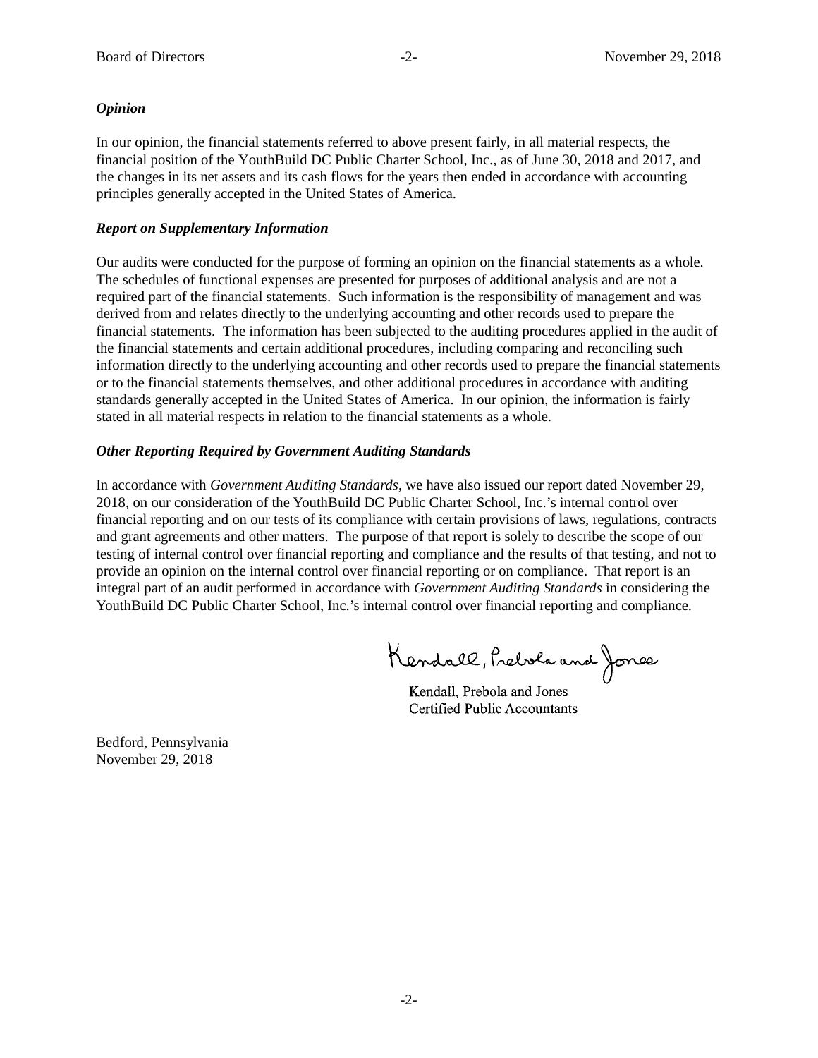***Opinion***

In our opinion, the financial statements referred to above present fairly, in all material respects, the financial position of the YouthBuild DC Public Charter School, Inc., as of June 30, 2018 and 2017, and the changes in its net assets and its cash flows for the years then ended in accordance with accounting principles generally accepted in the United States of America.

***Report on Supplementary Information***

Our audits were conducted for the purpose of forming an opinion on the financial statements as a whole. The schedules of functional expenses are presented for purposes of additional analysis and are not a required part of the financial statements. Such information is the responsibility of management and was derived from and relates directly to the underlying accounting and other records used to prepare the financial statements. The information has been subjected to the auditing procedures applied in the audit of the financial statements and certain additional procedures, including comparing and reconciling such information directly to the underlying accounting and other records used to prepare the financial statements or to the financial statements themselves, and other additional procedures in accordance with auditing standards generally accepted in the United States of America. In our opinion, the information is fairly stated in all material respects in relation to the financial statements as a whole.

***Other Reporting Required by Government Auditing Standards***

In accordance with *Government Auditing Standards*, we have also issued our report dated November 29, 2018, on our consideration of the YouthBuild DC Public Charter School, Inc.'s internal control over financial reporting and on our tests of its compliance with certain provisions of laws, regulations, contracts and grant agreements and other matters. The purpose of that report is solely to describe the scope of our testing of internal control over financial reporting and compliance and the results of that testing, and not to provide an opinion on the internal control over financial reporting or on compliance. That report is an integral part of an audit performed in accordance with *Government Auditing Standards* in considering the YouthBuild DC Public Charter School, Inc.'s internal control over financial reporting and compliance.

Kendall, Prebola and Jones

Kendall, Prebola and Jones
Certified Public Accountants

Bedford, Pennsylvania
November 29, 2018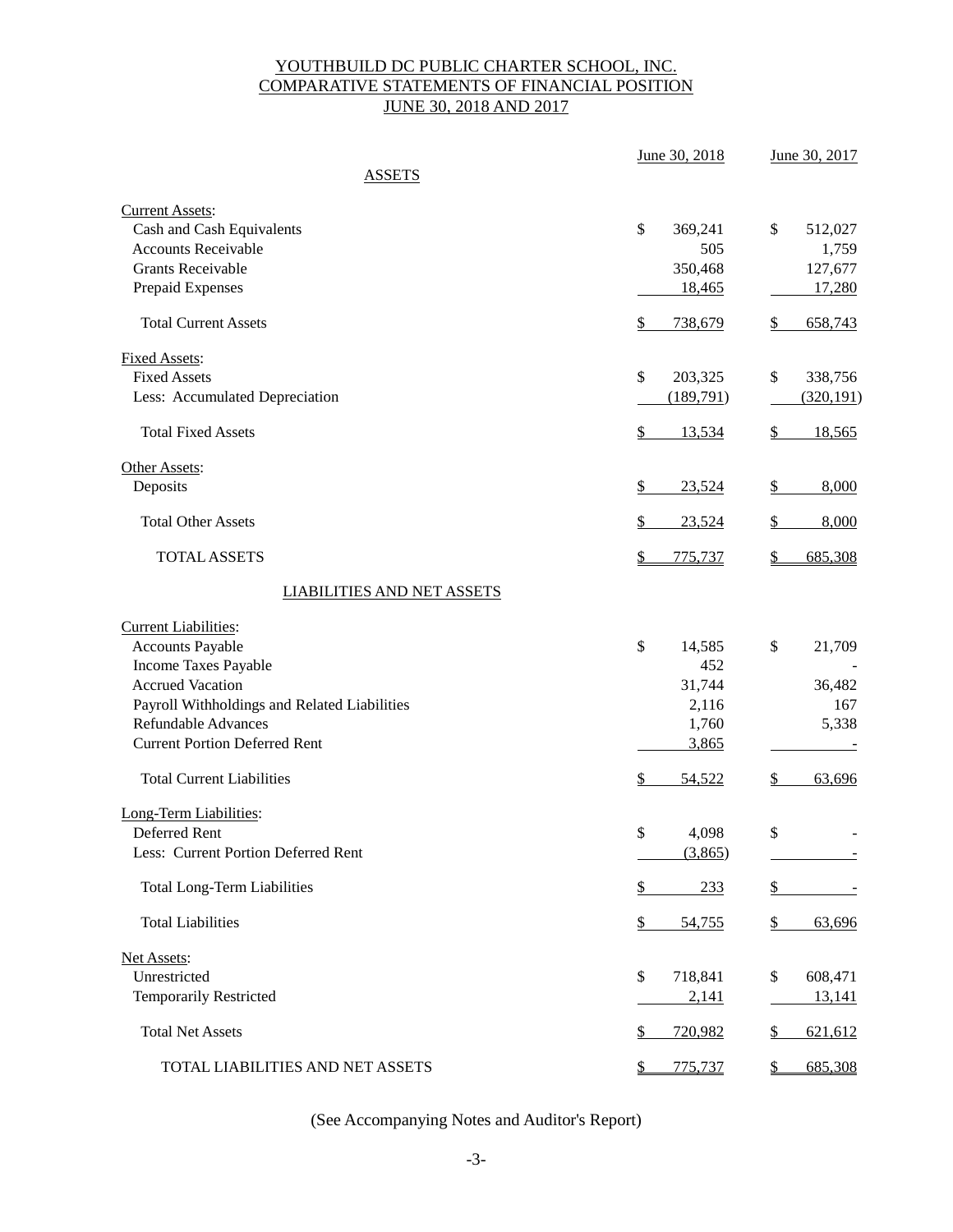# YOUTHBUILD DC PUBLIC CHARTER SCHOOL, INC.
## COMPARATIVE STATEMENTS OF FINANCIAL POSITION
### JUNE 30, 2018 AND 2017

| | June 30, 2018 | June 30, 2017 |
|---|---|---|
| **ASSETS** | | |
| Current Assets: | | |
| Cash and Cash Equivalents | $ 369,241 | $ 512,027 |
| Accounts Receivable | 505 | 1,759 |
| Grants Receivable | 350,468 | 127,677 |
| Prepaid Expenses | 18,465 | 17,280 |
| Total Current Assets | $ 738,679 | $ 658,743 |
| Fixed Assets: | | |
| Fixed Assets | $ 203,325 | $ 338,756 |
| Less: Accumulated Depreciation | (189,791) | (320,191) |
| Total Fixed Assets | $ 13,534 | $ 18,565 |
| Other Assets: | | |
| Deposits | $ 23,524 | $ 8,000 |
| Total Other Assets | $ 23,524 | $ 8,000 |
| TOTAL ASSETS | $ 775,737 | $ 685,308 |
| **LIABILITIES AND NET ASSETS** | | |
| Current Liabilities: | | |
| Accounts Payable | $ 14,585 | $ 21,709 |
| Income Taxes Payable | 452 | - |
| Accrued Vacation | 31,744 | 36,482 |
| Payroll Withholdings and Related Liabilities | 2,116 | 167 |
| Refundable Advances | 1,760 | 5,338 |
| Current Portion Deferred Rent | 3,865 | - |
| Total Current Liabilities | $ 54,522 | $ 63,696 |
| Long-Term Liabilities: | | |
| Deferred Rent | $ 4,098 | $ - |
| Less: Current Portion Deferred Rent | (3,865) | - |
| Total Long-Term Liabilities | $ 233 | $ - |
| Total Liabilities | $ 54,755 | $ 63,696 |
| Net Assets: | | |
| Unrestricted | $ 718,841 | $ 608,471 |
| Temporarily Restricted | 2,141 | 13,141 |
| Total Net Assets | $ 720,982 | $ 621,612 |
| TOTAL LIABILITIES AND NET ASSETS | $ 775,737 | $ 685,308 |

(See Accompanying Notes and Auditor's Report)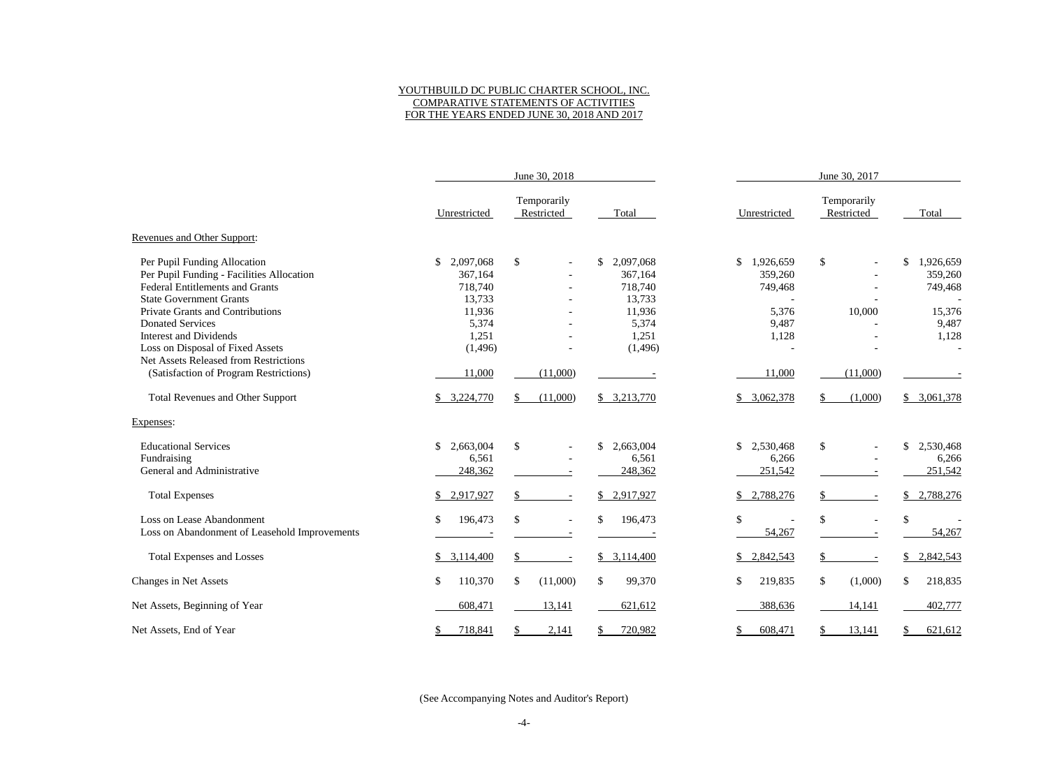YOUTHBUILD DC PUBLIC CHARTER SCHOOL, INC.
COMPARATIVE STATEMENTS OF ACTIVITIES
FOR THE YEARS ENDED JUNE 30, 2018 AND 2017

| | June 30, 2018 | | | June 30, 2017 | | |
|---|---|---|---|---|---|---|
| | Unrestricted | Temporarily Restricted | Total | Unrestricted | Temporarily Restricted | Total |
| Revenues and Other Support: | | | | | | |
| Per Pupil Funding Allocation | $ 2,097,068 | $ - | $ 2,097,068 | $ 1,926,659 | $ - | $ 1,926,659 |
| Per Pupil Funding - Facilities Allocation | 367,164 | - | 367,164 | 359,260 | - | 359,260 |
| Federal Entitlements and Grants | 718,740 | - | 718,740 | 749,468 | - | 749,468 |
| State Government Grants | 13,733 | - | 13,733 | - | - | - |
| Private Grants and Contributions | 11,936 | - | 11,936 | 5,376 | 10,000 | 15,376 |
| Donated Services | 5,374 | - | 5,374 | 9,487 | - | 9,487 |
| Interest and Dividends | 1,251 | - | 1,251 | 1,128 | - | 1,128 |
| Loss on Disposal of Fixed Assets | (1,496) | - | (1,496) | - | - | - |
| Net Assets Released from Restrictions (Satisfaction of Program Restrictions) | 11,000 | (11,000) | - | 11,000 | (11,000) | - |
| Total Revenues and Other Support | $ 3,224,770 | $ (11,000) | $ 3,213,770 | $ 3,062,378 | $ (1,000) | $ 3,061,378 |
| Expenses: | | | | | | |
| Educational Services | $ 2,663,004 | $ - | $ 2,663,004 | $ 2,530,468 | $ - | $ 2,530,468 |
| Fundraising | 6,561 | - | 6,561 | 6,266 | - | 6,266 |
| General and Administrative | 248,362 | - | 248,362 | 251,542 | - | 251,542 |
| Total Expenses | $ 2,917,927 | $ - | $ 2,917,927 | $ 2,788,276 | $ - | $ 2,788,276 |
| Loss on Lease Abandonment | $ 196,473 | $ - | $ 196,473 | $ - | $ - | $ - |
| Loss on Abandonment of Leasehold Improvements | - | - | - | 54,267 | - | 54,267 |
| Total Expenses and Losses | $ 3,114,400 | $ - | $ 3,114,400 | $ 2,842,543 | $ - | $ 2,842,543 |
| Changes in Net Assets | $ 110,370 | $ (11,000) | $ 99,370 | $ 219,835 | $ (1,000) | $ 218,835 |
| Net Assets, Beginning of Year | 608,471 | 13,141 | 621,612 | 388,636 | 14,141 | 402,777 |
| Net Assets, End of Year | $ 718,841 | $ 2,141 | $ 720,982 | $ 608,471 | $ 13,141 | $ 621,612 |

(See Accompanying Notes and Auditor's Report)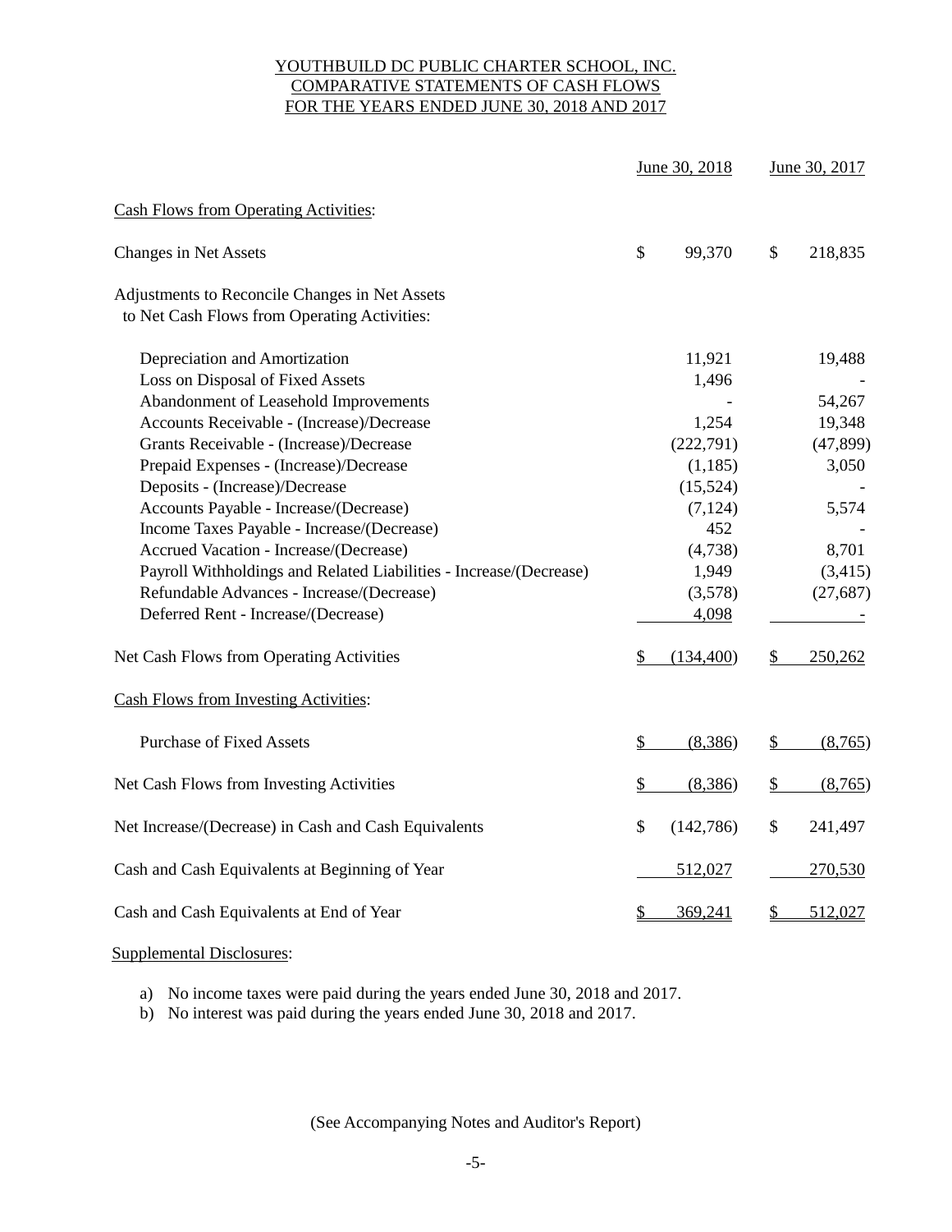# YOUTHBUILD DC PUBLIC CHARTER SCHOOL, INC.
## COMPARATIVE STATEMENTS OF CASH FLOWS
## FOR THE YEARS ENDED JUNE 30, 2018 AND 2017

| | June 30, 2018 | June 30, 2017 |
|---|---|---|
| Cash Flows from Operating Activities: | | |
| Changes in Net Assets | $ 99,370 | $ 218,835 |
| Adjustments to Reconcile Changes in Net Assets to Net Cash Flows from Operating Activities: | | |
| Depreciation and Amortization | 11,921 | 19,488 |
| Loss on Disposal of Fixed Assets | 1,496 | - |
| Abandonment of Leasehold Improvements | - | 54,267 |
| Accounts Receivable - (Increase)/Decrease | 1,254 | 19,348 |
| Grants Receivable - (Increase)/Decrease | (222,791) | (47,899) |
| Prepaid Expenses - (Increase)/Decrease | (1,185) | 3,050 |
| Deposits - (Increase)/Decrease | (15,524) | - |
| Accounts Payable - Increase/(Decrease) | (7,124) | 5,574 |
| Income Taxes Payable - Increase/(Decrease) | 452 | - |
| Accrued Vacation - Increase/(Decrease) | (4,738) | 8,701 |
| Payroll Withholdings and Related Liabilities - Increase/(Decrease) | 1,949 | (3,415) |
| Refundable Advances - Increase/(Decrease) | (3,578) | (27,687) |
| Deferred Rent - Increase/(Decrease) | 4,098 | - |
| Net Cash Flows from Operating Activities | $ (134,400) | $ 250,262 |
| Cash Flows from Investing Activities: | | |
| Purchase of Fixed Assets | $ (8,386) | $ (8,765) |
| Net Cash Flows from Investing Activities | $ (8,386) | $ (8,765) |
| Net Increase/(Decrease) in Cash and Cash Equivalents | $ (142,786) | $ 241,497 |
| Cash and Cash Equivalents at Beginning of Year | 512,027 | 270,530 |
| Cash and Cash Equivalents at End of Year | $ 369,241 | $ 512,027 |

Supplemental Disclosures:

a) No income taxes were paid during the years ended June 30, 2018 and 2017.
b) No interest was paid during the years ended June 30, 2018 and 2017.

(See Accompanying Notes and Auditor's Report)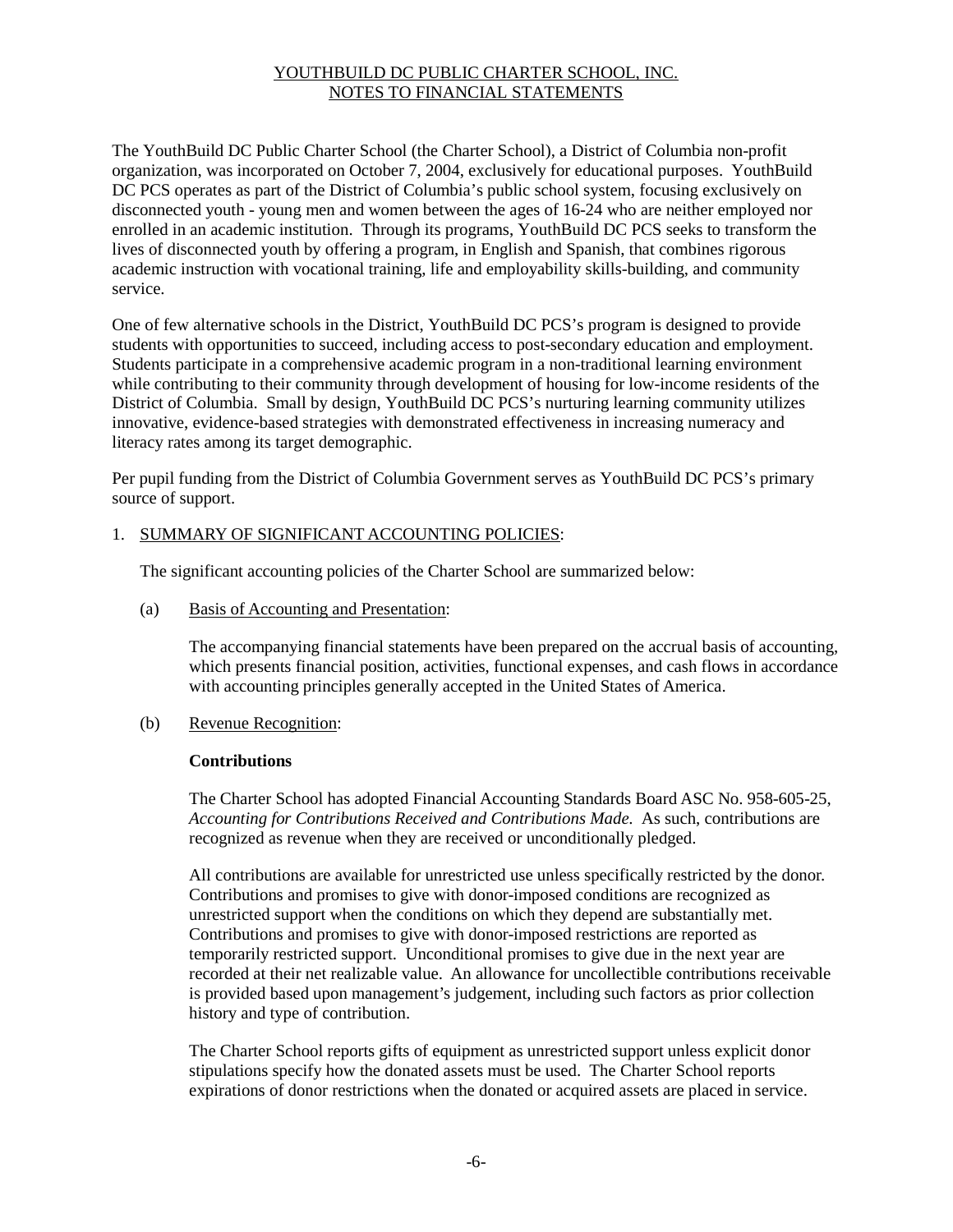# YOUTHBUILD DC PUBLIC CHARTER SCHOOL, INC.
## NOTES TO FINANCIAL STATEMENTS

The YouthBuild DC Public Charter School (the Charter School), a District of Columbia non-profit organization, was incorporated on October 7, 2004, exclusively for educational purposes. YouthBuild DC PCS operates as part of the District of Columbia's public school system, focusing exclusively on disconnected youth - young men and women between the ages of 16-24 who are neither employed nor enrolled in an academic institution. Through its programs, YouthBuild DC PCS seeks to transform the lives of disconnected youth by offering a program, in English and Spanish, that combines rigorous academic instruction with vocational training, life and employability skills-building, and community service.

One of few alternative schools in the District, YouthBuild DC PCS's program is designed to provide students with opportunities to succeed, including access to post-secondary education and employment. Students participate in a comprehensive academic program in a non-traditional learning environment while contributing to their community through development of housing for low-income residents of the District of Columbia. Small by design, YouthBuild DC PCS's nurturing learning community utilizes innovative, evidence-based strategies with demonstrated effectiveness in increasing numeracy and literacy rates among its target demographic.

Per pupil funding from the District of Columbia Government serves as YouthBuild DC PCS's primary source of support.

1. SUMMARY OF SIGNIFICANT ACCOUNTING POLICIES:

   The significant accounting policies of the Charter School are summarized below:

   (a) Basis of Accounting and Presentation:

   The accompanying financial statements have been prepared on the accrual basis of accounting, which presents financial position, activities, functional expenses, and cash flows in accordance with accounting principles generally accepted in the United States of America.

   (b) Revenue Recognition:

   **Contributions**

   The Charter School has adopted Financial Accounting Standards Board ASC No. 958-605-25, *Accounting for Contributions Received and Contributions Made.* As such, contributions are recognized as revenue when they are received or unconditionally pledged.

   All contributions are available for unrestricted use unless specifically restricted by the donor. Contributions and promises to give with donor-imposed conditions are recognized as unrestricted support when the conditions on which they depend are substantially met. Contributions and promises to give with donor-imposed restrictions are reported as temporarily restricted support. Unconditional promises to give due in the next year are recorded at their net realizable value. An allowance for uncollectible contributions receivable is provided based upon management's judgement, including such factors as prior collection history and type of contribution.

   The Charter School reports gifts of equipment as unrestricted support unless explicit donor stipulations specify how the donated assets must be used. The Charter School reports expirations of donor restrictions when the donated or acquired assets are placed in service.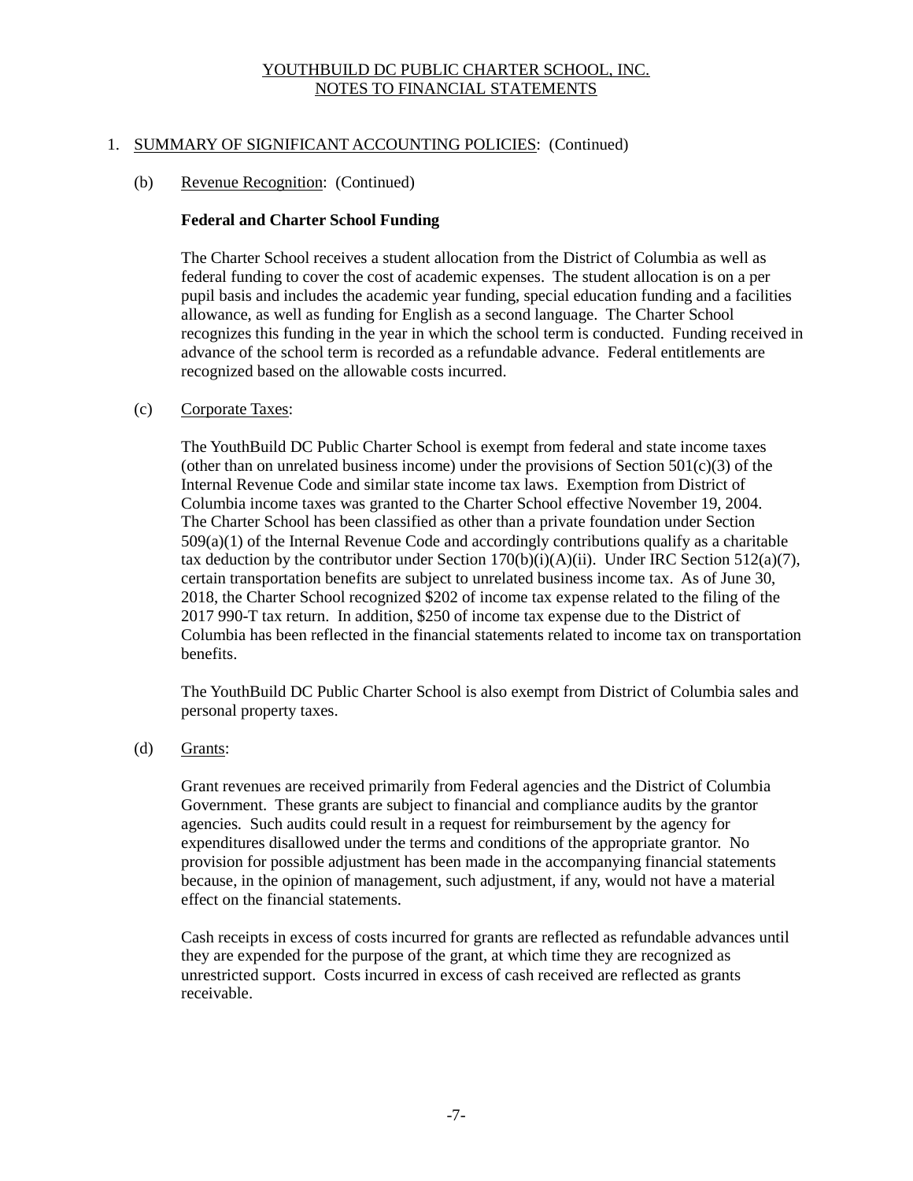YOUTHBUILD DC PUBLIC CHARTER SCHOOL, INC.
NOTES TO FINANCIAL STATEMENTS

1. SUMMARY OF SIGNIFICANT ACCOUNTING POLICIES: (Continued)

(b) Revenue Recognition: (Continued)

**Federal and Charter School Funding**

The Charter School receives a student allocation from the District of Columbia as well as federal funding to cover the cost of academic expenses. The student allocation is on a per pupil basis and includes the academic year funding, special education funding and a facilities allowance, as well as funding for English as a second language. The Charter School recognizes this funding in the year in which the school term is conducted. Funding received in advance of the school term is recorded as a refundable advance. Federal entitlements are recognized based on the allowable costs incurred.

(c) Corporate Taxes:

The YouthBuild DC Public Charter School is exempt from federal and state income taxes (other than on unrelated business income) under the provisions of Section 501(c)(3) of the Internal Revenue Code and similar state income tax laws. Exemption from District of Columbia income taxes was granted to the Charter School effective November 19, 2004. The Charter School has been classified as other than a private foundation under Section 509(a)(1) of the Internal Revenue Code and accordingly contributions qualify as a charitable tax deduction by the contributor under Section 170(b)(i)(A)(ii). Under IRC Section 512(a)(7), certain transportation benefits are subject to unrelated business income tax. As of June 30, 2018, the Charter School recognized $202 of income tax expense related to the filing of the 2017 990-T tax return. In addition, $250 of income tax expense due to the District of Columbia has been reflected in the financial statements related to income tax on transportation benefits.

The YouthBuild DC Public Charter School is also exempt from District of Columbia sales and personal property taxes.

(d) Grants:

Grant revenues are received primarily from Federal agencies and the District of Columbia Government. These grants are subject to financial and compliance audits by the grantor agencies. Such audits could result in a request for reimbursement by the agency for expenditures disallowed under the terms and conditions of the appropriate grantor. No provision for possible adjustment has been made in the accompanying financial statements because, in the opinion of management, such adjustment, if any, would not have a material effect on the financial statements.

Cash receipts in excess of costs incurred for grants are reflected as refundable advances until they are expended for the purpose of the grant, at which time they are recognized as unrestricted support. Costs incurred in excess of cash received are reflected as grants receivable.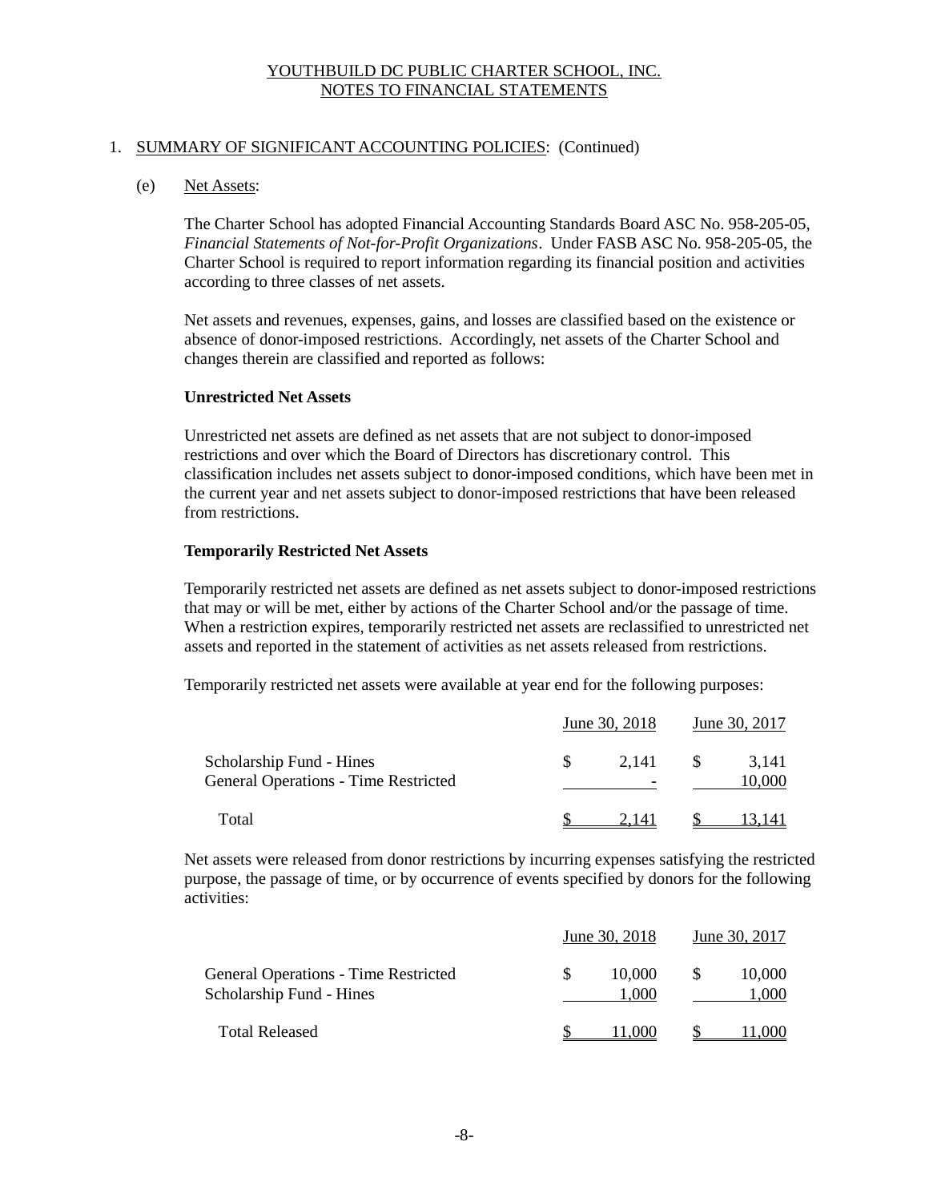YOUTHBUILD DC PUBLIC CHARTER SCHOOL, INC.
NOTES TO FINANCIAL STATEMENTS

1. SUMMARY OF SIGNIFICANT ACCOUNTING POLICIES: (Continued)

(e) Net Assets:

The Charter School has adopted Financial Accounting Standards Board ASC No. 958-205-05, *Financial Statements of Not-for-Profit Organizations*. Under FASB ASC No. 958-205-05, the Charter School is required to report information regarding its financial position and activities according to three classes of net assets.

Net assets and revenues, expenses, gains, and losses are classified based on the existence or absence of donor-imposed restrictions. Accordingly, net assets of the Charter School and changes therein are classified and reported as follows:

**Unrestricted Net Assets**

Unrestricted net assets are defined as net assets that are not subject to donor-imposed restrictions and over which the Board of Directors has discretionary control. This classification includes net assets subject to donor-imposed conditions, which have been met in the current year and net assets subject to donor-imposed restrictions that have been released from restrictions.

**Temporarily Restricted Net Assets**

Temporarily restricted net assets are defined as net assets subject to donor-imposed restrictions that may or will be met, either by actions of the Charter School and/or the passage of time. When a restriction expires, temporarily restricted net assets are reclassified to unrestricted net assets and reported in the statement of activities as net assets released from restrictions.

Temporarily restricted net assets were available at year end for the following purposes:

| | June 30, 2018 | June 30, 2017 |
|---|---|---|
| Scholarship Fund - Hines | $ 2,141 | $ 3,141 |
| General Operations - Time Restricted | - | 10,000 |
| Total | $ 2,141 | $ 13,141 |

Net assets were released from donor restrictions by incurring expenses satisfying the restricted purpose, the passage of time, or by occurrence of events specified by donors for the following activities:

| | June 30, 2018 | June 30, 2017 |
|---|---|---|
| General Operations - Time Restricted | $ 10,000 | $ 10,000 |
| Scholarship Fund - Hines | 1,000 | 1,000 |
| Total Released | $ 11,000 | $ 11,000 |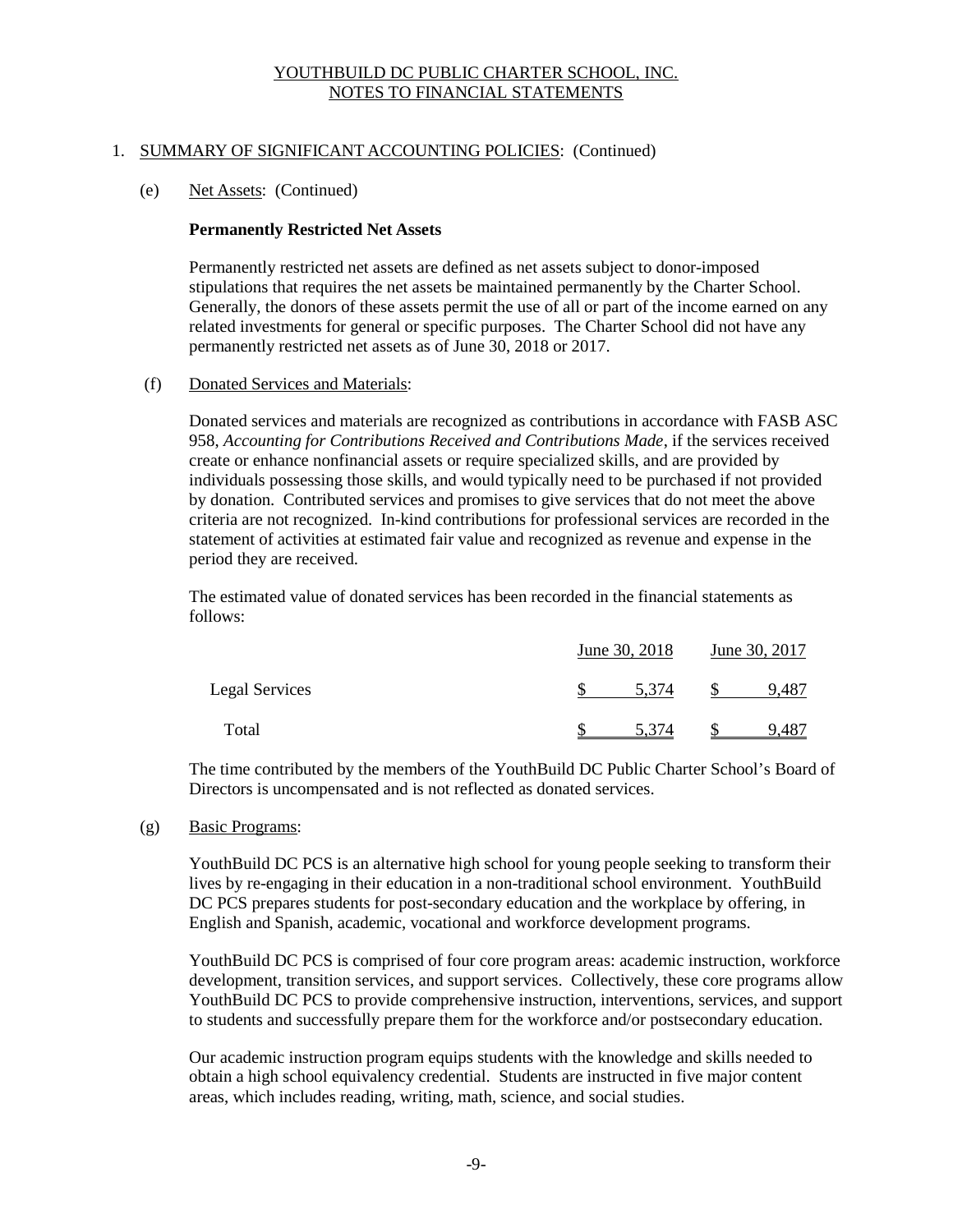YOUTHBUILD DC PUBLIC CHARTER SCHOOL, INC.
NOTES TO FINANCIAL STATEMENTS

1. SUMMARY OF SIGNIFICANT ACCOUNTING POLICIES: (Continued)

(e) Net Assets: (Continued)

**Permanently Restricted Net Assets**

Permanently restricted net assets are defined as net assets subject to donor-imposed stipulations that requires the net assets be maintained permanently by the Charter School. Generally, the donors of these assets permit the use of all or part of the income earned on any related investments for general or specific purposes. The Charter School did not have any permanently restricted net assets as of June 30, 2018 or 2017.

(f) Donated Services and Materials:

Donated services and materials are recognized as contributions in accordance with FASB ASC 958, *Accounting for Contributions Received and Contributions Made*, if the services received create or enhance nonfinancial assets or require specialized skills, and are provided by individuals possessing those skills, and would typically need to be purchased if not provided by donation. Contributed services and promises to give services that do not meet the above criteria are not recognized. In-kind contributions for professional services are recorded in the statement of activities at estimated fair value and recognized as revenue and expense in the period they are received.

The estimated value of donated services has been recorded in the financial statements as follows:

| | June 30, 2018 | June 30, 2017 |
|---|---|---|
| Legal Services | $ 5,374 | $ 9,487 |
| Total | $ 5,374 | $ 9,487 |

The time contributed by the members of the YouthBuild DC Public Charter School's Board of Directors is uncompensated and is not reflected as donated services.

(g) Basic Programs:

YouthBuild DC PCS is an alternative high school for young people seeking to transform their lives by re-engaging in their education in a non-traditional school environment. YouthBuild DC PCS prepares students for post-secondary education and the workplace by offering, in English and Spanish, academic, vocational and workforce development programs.

YouthBuild DC PCS is comprised of four core program areas: academic instruction, workforce development, transition services, and support services. Collectively, these core programs allow YouthBuild DC PCS to provide comprehensive instruction, interventions, services, and support to students and successfully prepare them for the workforce and/or postsecondary education.

Our academic instruction program equips students with the knowledge and skills needed to obtain a high school equivalency credential. Students are instructed in five major content areas, which includes reading, writing, math, science, and social studies.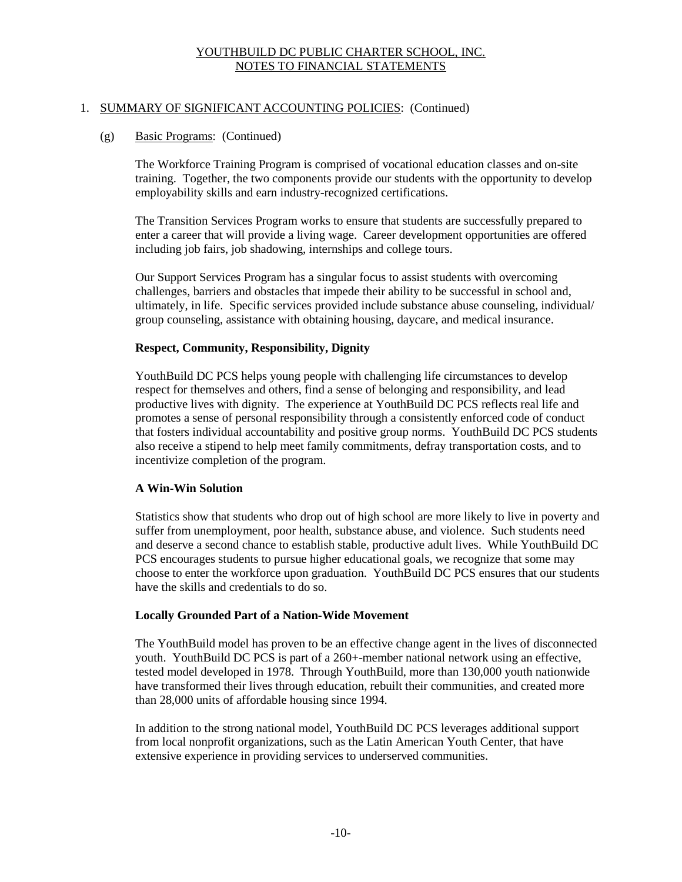YOUTHBUILD DC PUBLIC CHARTER SCHOOL, INC.
NOTES TO FINANCIAL STATEMENTS

1. SUMMARY OF SIGNIFICANT ACCOUNTING POLICIES: (Continued)

(g) Basic Programs: (Continued)

The Workforce Training Program is comprised of vocational education classes and on-site training. Together, the two components provide our students with the opportunity to develop employability skills and earn industry-recognized certifications.

The Transition Services Program works to ensure that students are successfully prepared to enter a career that will provide a living wage. Career development opportunities are offered including job fairs, job shadowing, internships and college tours.

Our Support Services Program has a singular focus to assist students with overcoming challenges, barriers and obstacles that impede their ability to be successful in school and, ultimately, in life. Specific services provided include substance abuse counseling, individual/ group counseling, assistance with obtaining housing, daycare, and medical insurance.

**Respect, Community, Responsibility, Dignity**

YouthBuild DC PCS helps young people with challenging life circumstances to develop respect for themselves and others, find a sense of belonging and responsibility, and lead productive lives with dignity. The experience at YouthBuild DC PCS reflects real life and promotes a sense of personal responsibility through a consistently enforced code of conduct that fosters individual accountability and positive group norms. YouthBuild DC PCS students also receive a stipend to help meet family commitments, defray transportation costs, and to incentivize completion of the program.

**A Win-Win Solution**

Statistics show that students who drop out of high school are more likely to live in poverty and suffer from unemployment, poor health, substance abuse, and violence. Such students need and deserve a second chance to establish stable, productive adult lives. While YouthBuild DC PCS encourages students to pursue higher educational goals, we recognize that some may choose to enter the workforce upon graduation. YouthBuild DC PCS ensures that our students have the skills and credentials to do so.

**Locally Grounded Part of a Nation-Wide Movement**

The YouthBuild model has proven to be an effective change agent in the lives of disconnected youth. YouthBuild DC PCS is part of a 260+-member national network using an effective, tested model developed in 1978. Through YouthBuild, more than 130,000 youth nationwide have transformed their lives through education, rebuilt their communities, and created more than 28,000 units of affordable housing since 1994.

In addition to the strong national model, YouthBuild DC PCS leverages additional support from local nonprofit organizations, such as the Latin American Youth Center, that have extensive experience in providing services to underserved communities.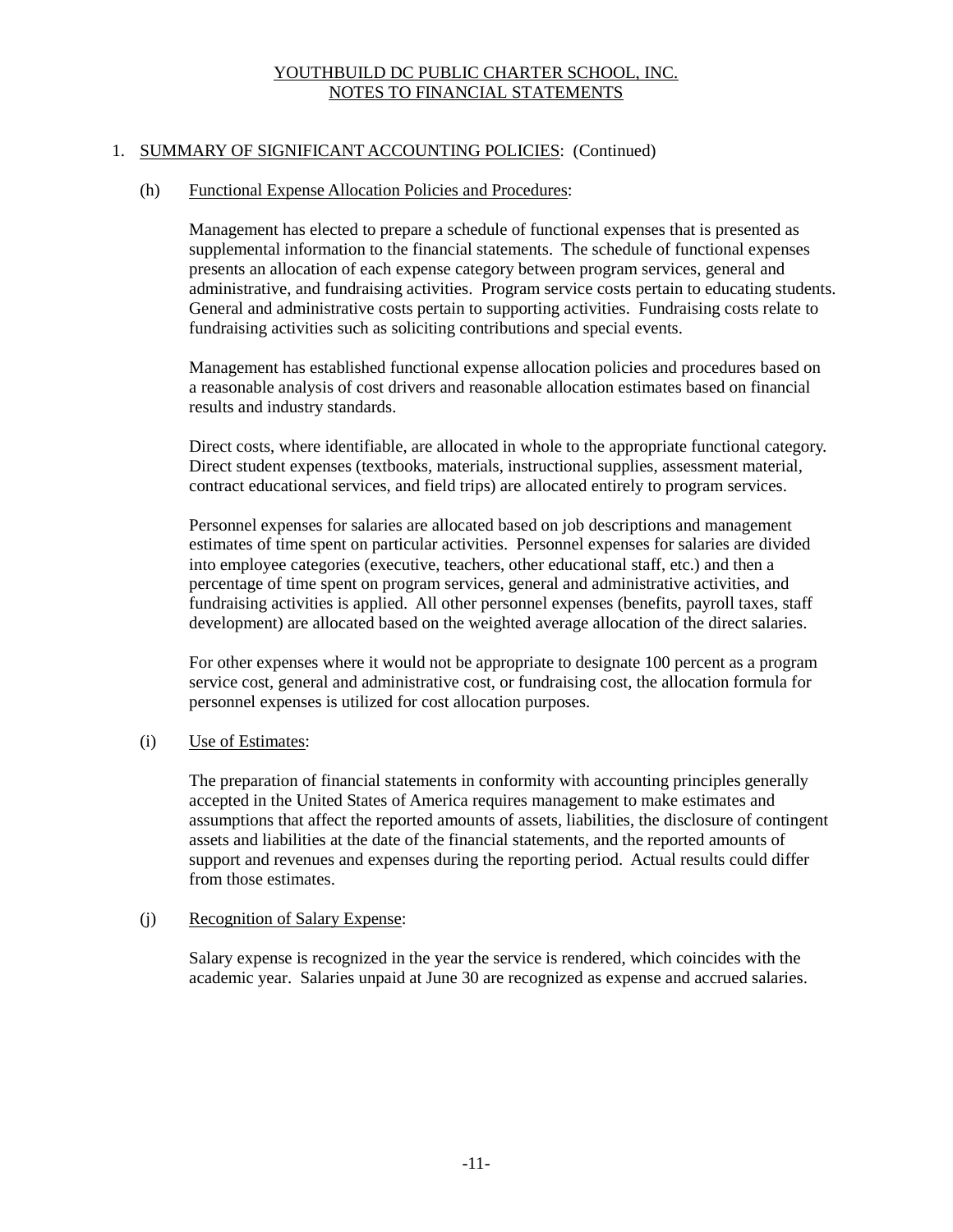YOUTHBUILD DC PUBLIC CHARTER SCHOOL, INC.
NOTES TO FINANCIAL STATEMENTS

1. SUMMARY OF SIGNIFICANT ACCOUNTING POLICIES: (Continued)

(h) Functional Expense Allocation Policies and Procedures:

Management has elected to prepare a schedule of functional expenses that is presented as supplemental information to the financial statements. The schedule of functional expenses presents an allocation of each expense category between program services, general and administrative, and fundraising activities. Program service costs pertain to educating students. General and administrative costs pertain to supporting activities. Fundraising costs relate to fundraising activities such as soliciting contributions and special events.

Management has established functional expense allocation policies and procedures based on a reasonable analysis of cost drivers and reasonable allocation estimates based on financial results and industry standards.

Direct costs, where identifiable, are allocated in whole to the appropriate functional category. Direct student expenses (textbooks, materials, instructional supplies, assessment material, contract educational services, and field trips) are allocated entirely to program services.

Personnel expenses for salaries are allocated based on job descriptions and management estimates of time spent on particular activities. Personnel expenses for salaries are divided into employee categories (executive, teachers, other educational staff, etc.) and then a percentage of time spent on program services, general and administrative activities, and fundraising activities is applied. All other personnel expenses (benefits, payroll taxes, staff development) are allocated based on the weighted average allocation of the direct salaries.

For other expenses where it would not be appropriate to designate 100 percent as a program service cost, general and administrative cost, or fundraising cost, the allocation formula for personnel expenses is utilized for cost allocation purposes.

(i) Use of Estimates:

The preparation of financial statements in conformity with accounting principles generally accepted in the United States of America requires management to make estimates and assumptions that affect the reported amounts of assets, liabilities, the disclosure of contingent assets and liabilities at the date of the financial statements, and the reported amounts of support and revenues and expenses during the reporting period. Actual results could differ from those estimates.

(j) Recognition of Salary Expense:

Salary expense is recognized in the year the service is rendered, which coincides with the academic year. Salaries unpaid at June 30 are recognized as expense and accrued salaries.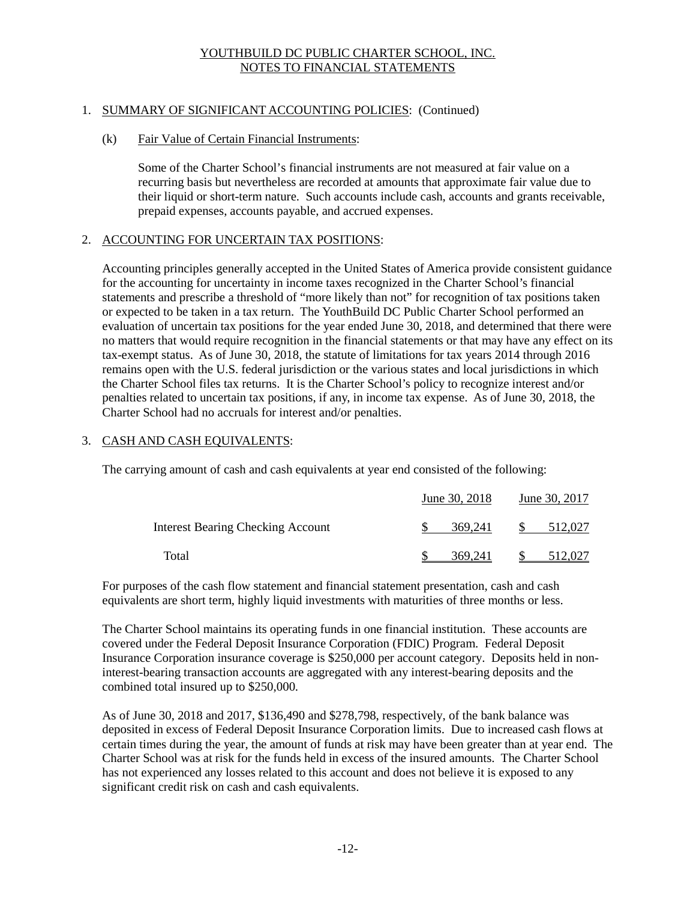YOUTHBUILD DC PUBLIC CHARTER SCHOOL, INC.
NOTES TO FINANCIAL STATEMENTS

1. SUMMARY OF SIGNIFICANT ACCOUNTING POLICIES: (Continued)

(k) Fair Value of Certain Financial Instruments:

Some of the Charter School's financial instruments are not measured at fair value on a recurring basis but nevertheless are recorded at amounts that approximate fair value due to their liquid or short-term nature. Such accounts include cash, accounts and grants receivable, prepaid expenses, accounts payable, and accrued expenses.

2. ACCOUNTING FOR UNCERTAIN TAX POSITIONS:

Accounting principles generally accepted in the United States of America provide consistent guidance for the accounting for uncertainty in income taxes recognized in the Charter School's financial statements and prescribe a threshold of "more likely than not" for recognition of tax positions taken or expected to be taken in a tax return. The YouthBuild DC Public Charter School performed an evaluation of uncertain tax positions for the year ended June 30, 2018, and determined that there were no matters that would require recognition in the financial statements or that may have any effect on its tax-exempt status. As of June 30, 2018, the statute of limitations for tax years 2014 through 2016 remains open with the U.S. federal jurisdiction or the various states and local jurisdictions in which the Charter School files tax returns. It is the Charter School's policy to recognize interest and/or penalties related to uncertain tax positions, if any, in income tax expense. As of June 30, 2018, the Charter School had no accruals for interest and/or penalties.

3. CASH AND CASH EQUIVALENTS:

The carrying amount of cash and cash equivalents at year end consisted of the following:

| | June 30, 2018 | June 30, 2017 |
|---|---|---|
| Interest Bearing Checking Account | $ 369,241 | $ 512,027 |
| Total | $ 369,241 | $ 512,027 |

For purposes of the cash flow statement and financial statement presentation, cash and cash equivalents are short term, highly liquid investments with maturities of three months or less.

The Charter School maintains its operating funds in one financial institution. These accounts are covered under the Federal Deposit Insurance Corporation (FDIC) Program. Federal Deposit Insurance Corporation insurance coverage is $250,000 per account category. Deposits held in non-interest-bearing transaction accounts are aggregated with any interest-bearing deposits and the combined total insured up to $250,000.

As of June 30, 2018 and 2017, $136,490 and $278,798, respectively, of the bank balance was deposited in excess of Federal Deposit Insurance Corporation limits. Due to increased cash flows at certain times during the year, the amount of funds at risk may have been greater than at year end. The Charter School was at risk for the funds held in excess of the insured amounts. The Charter School has not experienced any losses related to this account and does not believe it is exposed to any significant credit risk on cash and cash equivalents.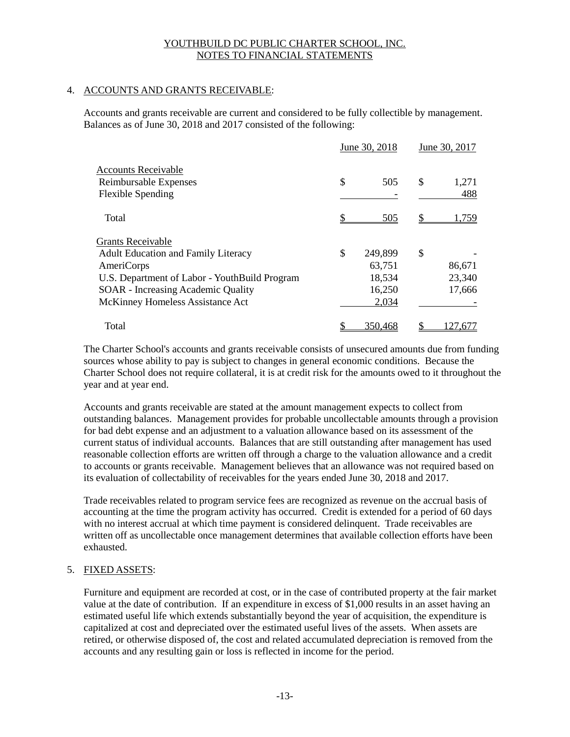## 4. ACCOUNTS AND GRANTS RECEIVABLE:

Accounts and grants receivable are current and considered to be fully collectible by management. Balances as of June 30, 2018 and 2017 consisted of the following:

| | June 30, 2018 | June 30, 2017 |
|---|---|---|
| Accounts Receivable | | |
| Reimbursable Expenses | $ 505 | $ 1,271 |
| Flexible Spending | - | 488 |
| Total | $ 505 | $ 1,759 |
| Grants Receivable | | |
| Adult Education and Family Literacy | $ 249,899 | $ - |
| AmeriCorps | 63,751 | 86,671 |
| U.S. Department of Labor - YouthBuild Program | 18,534 | 23,340 |
| SOAR - Increasing Academic Quality | 16,250 | 17,666 |
| McKinney Homeless Assistance Act | 2,034 | - |
| Total | $ 350,468 | $ 127,677 |

The Charter School's accounts and grants receivable consists of unsecured amounts due from funding sources whose ability to pay is subject to changes in general economic conditions. Because the Charter School does not require collateral, it is at credit risk for the amounts owed to it throughout the year and at year end.

Accounts and grants receivable are stated at the amount management expects to collect from outstanding balances. Management provides for probable uncollectable amounts through a provision for bad debt expense and an adjustment to a valuation allowance based on its assessment of the current status of individual accounts. Balances that are still outstanding after management has used reasonable collection efforts are written off through a charge to the valuation allowance and a credit to accounts or grants receivable. Management believes that an allowance was not required based on its evaluation of collectability of receivables for the years ended June 30, 2018 and 2017.

Trade receivables related to program service fees are recognized as revenue on the accrual basis of accounting at the time the program activity has occurred. Credit is extended for a period of 60 days with no interest accrual at which time payment is considered delinquent. Trade receivables are written off as uncollectable once management determines that available collection efforts have been exhausted.

## 5. FIXED ASSETS:

Furniture and equipment are recorded at cost, or in the case of contributed property at the fair market value at the date of contribution. If an expenditure in excess of $1,000 results in an asset having an estimated useful life which extends substantially beyond the year of acquisition, the expenditure is capitalized at cost and depreciated over the estimated useful lives of the assets. When assets are retired, or otherwise disposed of, the cost and related accumulated depreciation is removed from the accounts and any resulting gain or loss is reflected in income for the period.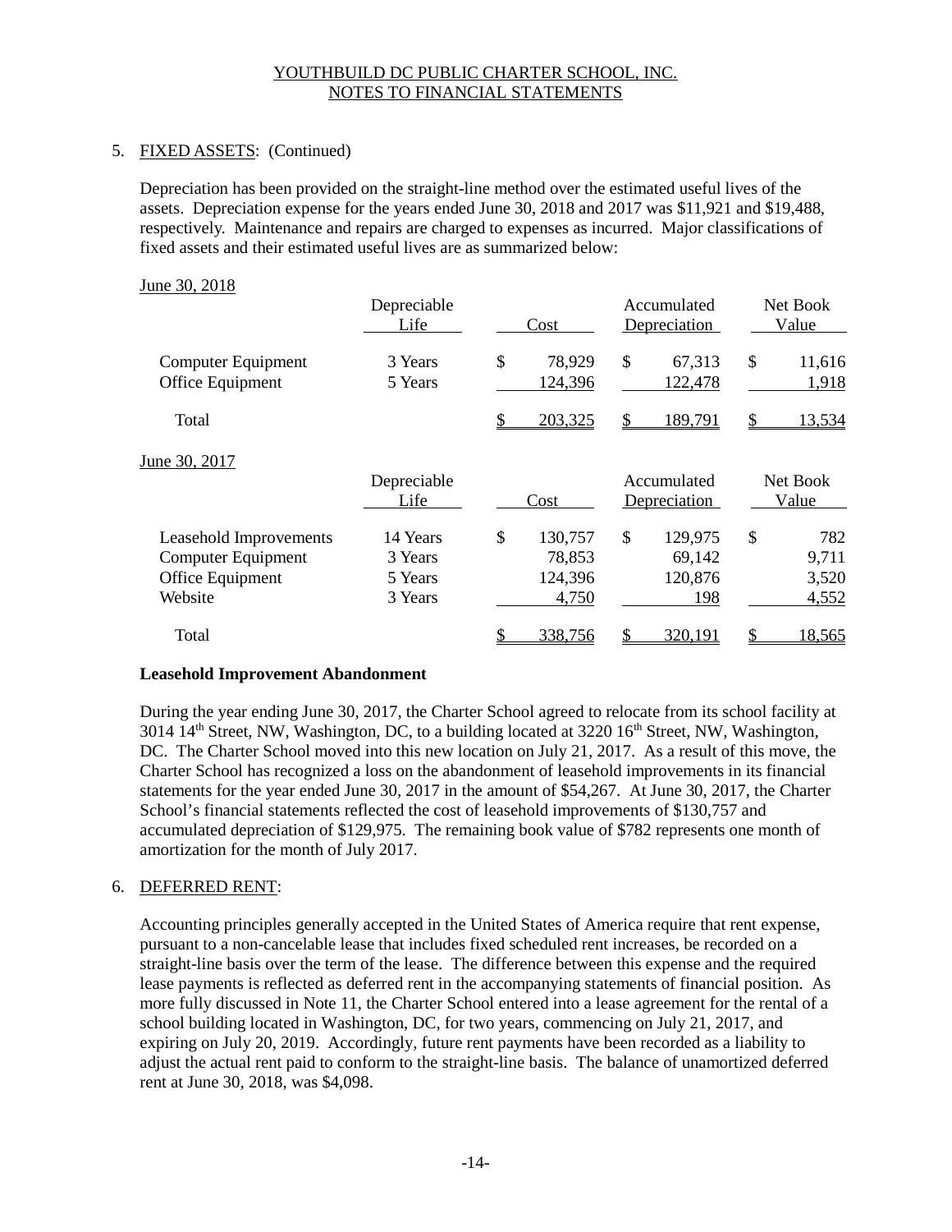YOUTHBUILD DC PUBLIC CHARTER SCHOOL, INC.
NOTES TO FINANCIAL STATEMENTS

5. FIXED ASSETS: (Continued)

Depreciation has been provided on the straight-line method over the estimated useful lives of the assets. Depreciation expense for the years ended June 30, 2018 and 2017 was $11,921 and $19,488, respectively. Maintenance and repairs are charged to expenses as incurred. Major classifications of fixed assets and their estimated useful lives are as summarized below:

June 30, 2018

| | Depreciable Life | Cost | Accumulated Depreciation | Net Book Value |
|---|---|---|---|---|
| Computer Equipment | 3 Years | $ 78,929 | $ 67,313 | $ 11,616 |
| Office Equipment | 5 Years | 124,396 | 122,478 | 1,918 |
| Total | | $ 203,325 | $ 189,791 | $ 13,534 |

June 30, 2017

| | Depreciable Life | Cost | Accumulated Depreciation | Net Book Value |
|---|---|---|---|---|
| Leasehold Improvements | 14 Years | $ 130,757 | $ 129,975 | $ 782 |
| Computer Equipment | 3 Years | 78,853 | 69,142 | 9,711 |
| Office Equipment | 5 Years | 124,396 | 120,876 | 3,520 |
| Website | 3 Years | 4,750 | 198 | 4,552 |
| Total | | $ 338,756 | $ 320,191 | $ 18,565 |

**Leasehold Improvement Abandonment**

During the year ending June 30, 2017, the Charter School agreed to relocate from its school facility at 3014 14th Street, NW, Washington, DC, to a building located at 3220 16th Street, NW, Washington, DC. The Charter School moved into this new location on July 21, 2017. As a result of this move, the Charter School has recognized a loss on the abandonment of leasehold improvements in its financial statements for the year ended June 30, 2017 in the amount of $54,267. At June 30, 2017, the Charter School's financial statements reflected the cost of leasehold improvements of $130,757 and accumulated depreciation of $129,975. The remaining book value of $782 represents one month of amortization for the month of July 2017.

6. DEFERRED RENT:

Accounting principles generally accepted in the United States of America require that rent expense, pursuant to a non-cancelable lease that includes fixed scheduled rent increases, be recorded on a straight-line basis over the term of the lease. The difference between this expense and the required lease payments is reflected as deferred rent in the accompanying statements of financial position. As more fully discussed in Note 11, the Charter School entered into a lease agreement for the rental of a school building located in Washington, DC, for two years, commencing on July 21, 2017, and expiring on July 20, 2019. Accordingly, future rent payments have been recorded as a liability to adjust the actual rent paid to conform to the straight-line basis. The balance of unamortized deferred rent at June 30, 2018, was $4,098.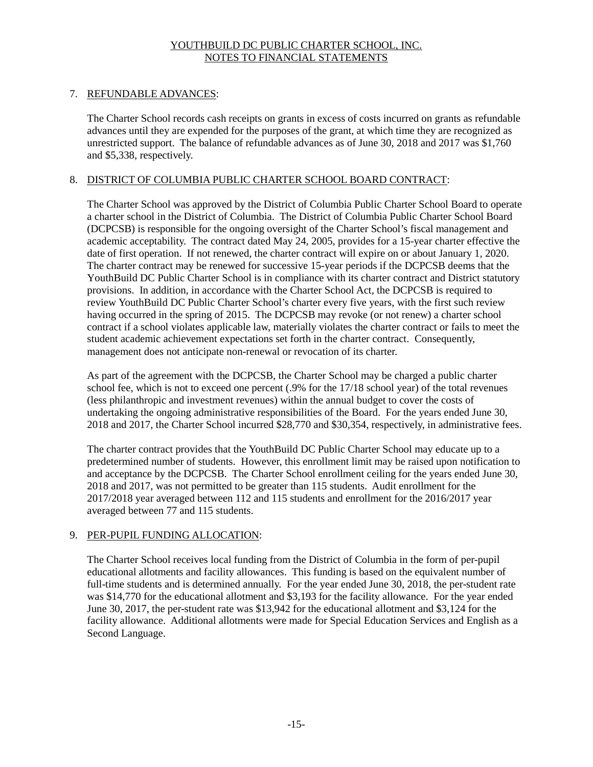# YOUTHBUILD DC PUBLIC CHARTER SCHOOL, INC.
## NOTES TO FINANCIAL STATEMENTS

7. REFUNDABLE ADVANCES:

   The Charter School records cash receipts on grants in excess of costs incurred on grants as refundable advances until they are expended for the purposes of the grant, at which time they are recognized as unrestricted support. The balance of refundable advances as of June 30, 2018 and 2017 was $1,760 and $5,338, respectively.

8. DISTRICT OF COLUMBIA PUBLIC CHARTER SCHOOL BOARD CONTRACT:

   The Charter School was approved by the District of Columbia Public Charter School Board to operate a charter school in the District of Columbia. The District of Columbia Public Charter School Board (DCPCSB) is responsible for the ongoing oversight of the Charter School's fiscal management and academic acceptability. The contract dated May 24, 2005, provides for a 15-year charter effective the date of first operation. If not renewed, the charter contract will expire on or about January 1, 2020. The charter contract may be renewed for successive 15-year periods if the DCPCSB deems that the YouthBuild DC Public Charter School is in compliance with its charter contract and District statutory provisions. In addition, in accordance with the Charter School Act, the DCPCSB is required to review YouthBuild DC Public Charter School's charter every five years, with the first such review having occurred in the spring of 2015. The DCPCSB may revoke (or not renew) a charter school contract if a school violates applicable law, materially violates the charter contract or fails to meet the student academic achievement expectations set forth in the charter contract. Consequently, management does not anticipate non-renewal or revocation of its charter.

   As part of the agreement with the DCPCSB, the Charter School may be charged a public charter school fee, which is not to exceed one percent (.9% for the 17/18 school year) of the total revenues (less philanthropic and investment revenues) within the annual budget to cover the costs of undertaking the ongoing administrative responsibilities of the Board. For the years ended June 30, 2018 and 2017, the Charter School incurred $28,770 and $30,354, respectively, in administrative fees.

   The charter contract provides that the YouthBuild DC Public Charter School may educate up to a predetermined number of students. However, this enrollment limit may be raised upon notification to and acceptance by the DCPCSB. The Charter School enrollment ceiling for the years ended June 30, 2018 and 2017, was not permitted to be greater than 115 students. Audit enrollment for the 2017/2018 year averaged between 112 and 115 students and enrollment for the 2016/2017 year averaged between 77 and 115 students.

9. PER-PUPIL FUNDING ALLOCATION:

   The Charter School receives local funding from the District of Columbia in the form of per-pupil educational allotments and facility allowances. This funding is based on the equivalent number of full-time students and is determined annually. For the year ended June 30, 2018, the per-student rate was $14,770 for the educational allotment and $3,193 for the facility allowance. For the year ended June 30, 2017, the per-student rate was $13,942 for the educational allotment and $3,124 for the facility allowance. Additional allotments were made for Special Education Services and English as a Second Language.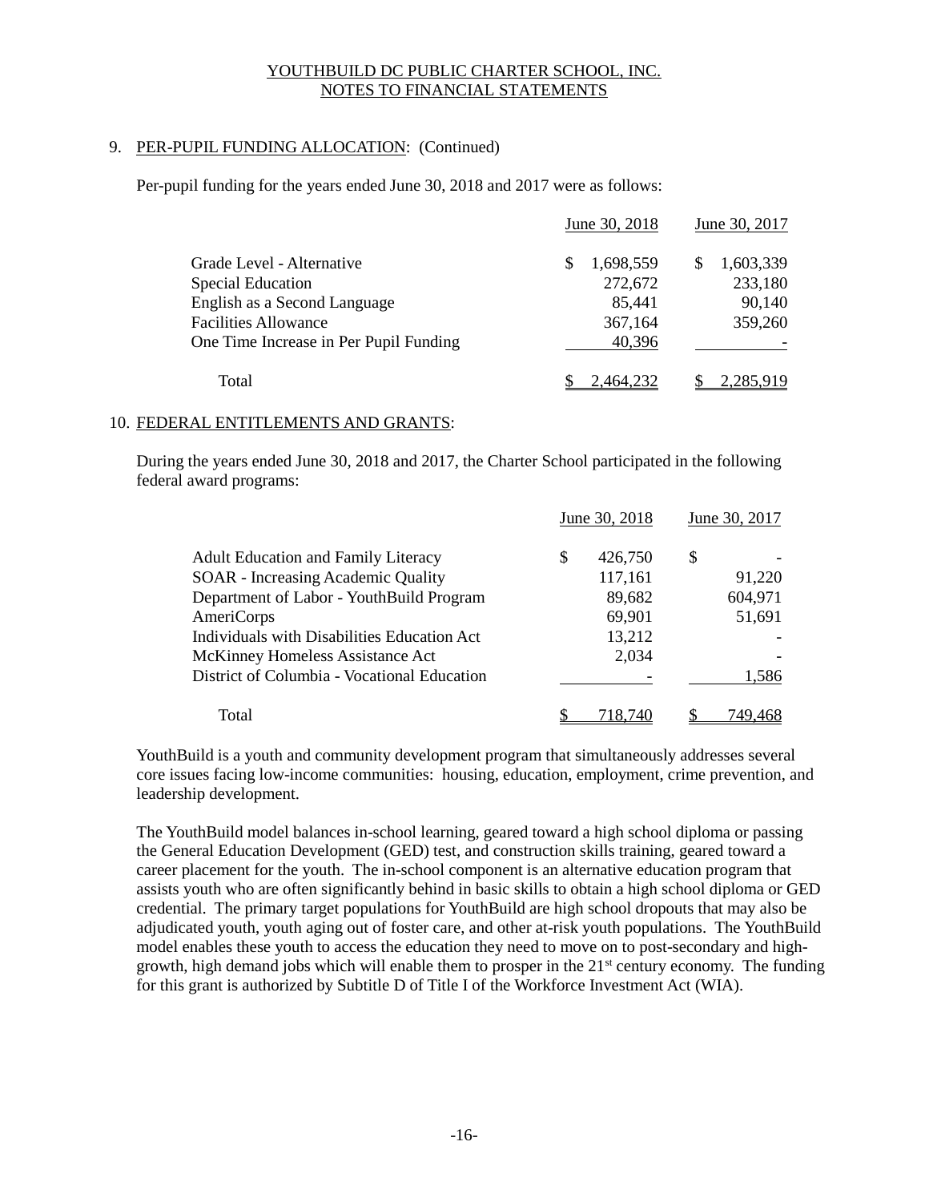YOUTHBUILD DC PUBLIC CHARTER SCHOOL, INC.
NOTES TO FINANCIAL STATEMENTS

9. PER-PUPIL FUNDING ALLOCATION: (Continued)

Per-pupil funding for the years ended June 30, 2018 and 2017 were as follows:

| | June 30, 2018 | June 30, 2017 |
|---|---|---|
| Grade Level - Alternative | $ 1,698,559 | $ 1,603,339 |
| Special Education | 272,672 | 233,180 |
| English as a Second Language | 85,441 | 90,140 |
| Facilities Allowance | 367,164 | 359,260 |
| One Time Increase in Per Pupil Funding | 40,396 | - |
| Total | $ 2,464,232 | $ 2,285,919 |

10. FEDERAL ENTITLEMENTS AND GRANTS:

During the years ended June 30, 2018 and 2017, the Charter School participated in the following federal award programs:

| | June 30, 2018 | June 30, 2017 |
|---|---|---|
| Adult Education and Family Literacy | $ 426,750 | $ - |
| SOAR - Increasing Academic Quality | 117,161 | 91,220 |
| Department of Labor - YouthBuild Program | 89,682 | 604,971 |
| AmeriCorps | 69,901 | 51,691 |
| Individuals with Disabilities Education Act | 13,212 | - |
| McKinney Homeless Assistance Act | 2,034 | - |
| District of Columbia - Vocational Education | - | 1,586 |
| Total | $ 718,740 | $ 749,468 |

YouthBuild is a youth and community development program that simultaneously addresses several core issues facing low-income communities: housing, education, employment, crime prevention, and leadership development.

The YouthBuild model balances in-school learning, geared toward a high school diploma or passing the General Education Development (GED) test, and construction skills training, geared toward a career placement for the youth. The in-school component is an alternative education program that assists youth who are often significantly behind in basic skills to obtain a high school diploma or GED credential. The primary target populations for YouthBuild are high school dropouts that may also be adjudicated youth, youth aging out of foster care, and other at-risk youth populations. The YouthBuild model enables these youth to access the education they need to move on to post-secondary and high-growth, high demand jobs which will enable them to prosper in the 21st century economy. The funding for this grant is authorized by Subtitle D of Title I of the Workforce Investment Act (WIA).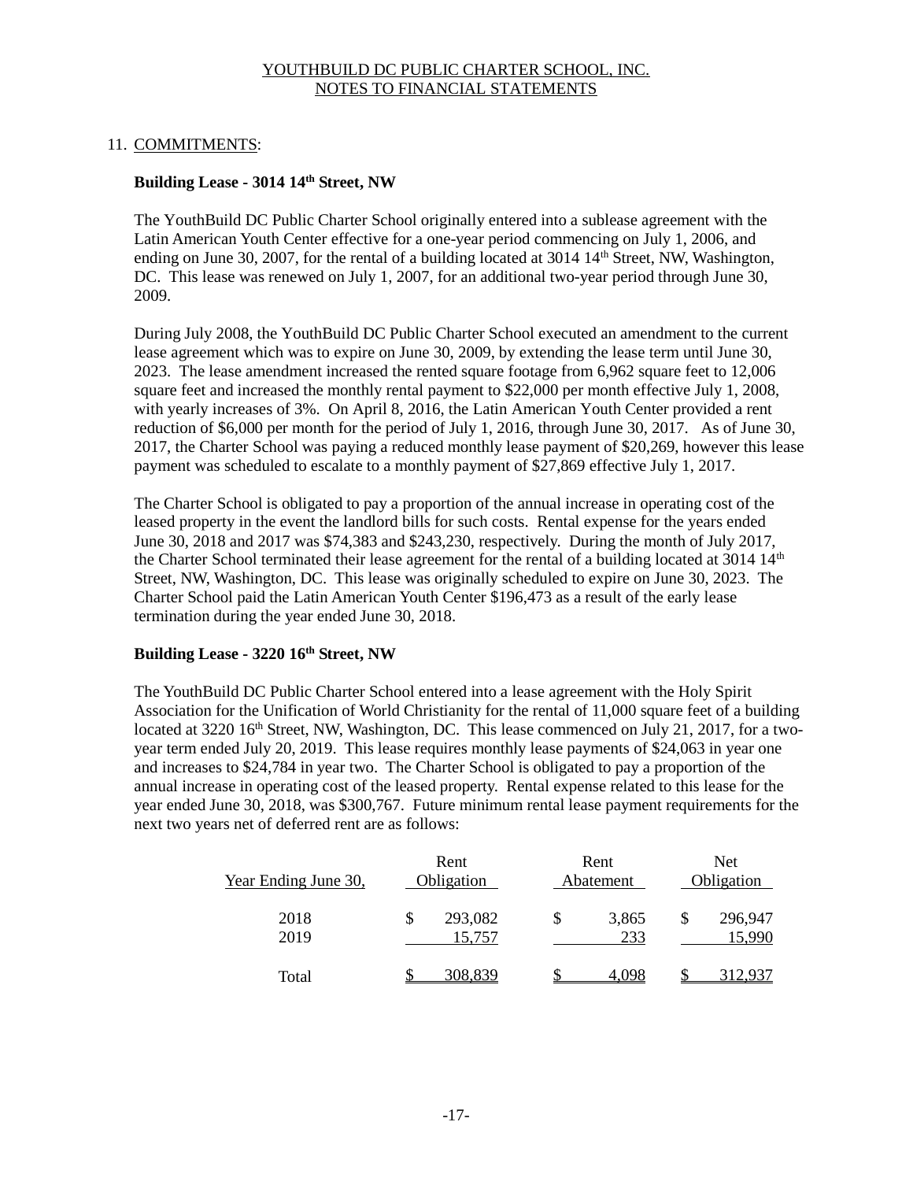## 11. COMMITMENTS:

### Building Lease - 3014 14th Street, NW

The YouthBuild DC Public Charter School originally entered into a sublease agreement with the Latin American Youth Center effective for a one-year period commencing on July 1, 2006, and ending on June 30, 2007, for the rental of a building located at 3014 14th Street, NW, Washington, DC. This lease was renewed on July 1, 2007, for an additional two-year period through June 30, 2009.

During July 2008, the YouthBuild DC Public Charter School executed an amendment to the current lease agreement which was to expire on June 30, 2009, by extending the lease term until June 30, 2023. The lease amendment increased the rented square footage from 6,962 square feet to 12,006 square feet and increased the monthly rental payment to $22,000 per month effective July 1, 2008, with yearly increases of 3%. On April 8, 2016, the Latin American Youth Center provided a rent reduction of $6,000 per month for the period of July 1, 2016, through June 30, 2017. As of June 30, 2017, the Charter School was paying a reduced monthly lease payment of $20,269, however this lease payment was scheduled to escalate to a monthly payment of $27,869 effective July 1, 2017.

The Charter School is obligated to pay a proportion of the annual increase in operating cost of the leased property in the event the landlord bills for such costs. Rental expense for the years ended June 30, 2018 and 2017 was $74,383 and $243,230, respectively. During the month of July 2017, the Charter School terminated their lease agreement for the rental of a building located at 3014 14th Street, NW, Washington, DC. This lease was originally scheduled to expire on June 30, 2023. The Charter School paid the Latin American Youth Center $196,473 as a result of the early lease termination during the year ended June 30, 2018.

### Building Lease - 3220 16th Street, NW

The YouthBuild DC Public Charter School entered into a lease agreement with the Holy Spirit Association for the Unification of World Christianity for the rental of 11,000 square feet of a building located at 3220 16th Street, NW, Washington, DC. This lease commenced on July 21, 2017, for a two-year term ended July 20, 2019. This lease requires monthly lease payments of $24,063 in year one and increases to $24,784 in year two. The Charter School is obligated to pay a proportion of the annual increase in operating cost of the leased property. Rental expense related to this lease for the year ended June 30, 2018, was $300,767. Future minimum rental lease payment requirements for the next two years net of deferred rent are as follows:

| Year Ending June 30, | Rent Obligation | Rent Abatement | Net Obligation |
|---|---|---|---|
| 2018 | $ 293,082 | $ 3,865 | $ 296,947 |
| 2019 | 15,757 | 233 | 15,990 |
| Total | $ 308,839 | $ 4,098 | $ 312,937 |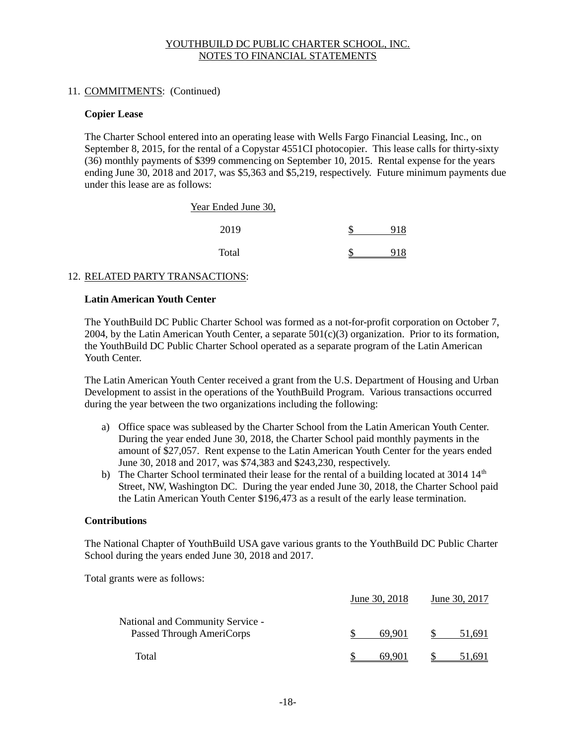YOUTHBUILD DC PUBLIC CHARTER SCHOOL, INC.
NOTES TO FINANCIAL STATEMENTS

11. COMMITMENTS: (Continued)

**Copier Lease**

The Charter School entered into an operating lease with Wells Fargo Financial Leasing, Inc., on September 8, 2015, for the rental of a Copystar 4551CI photocopier. This lease calls for thirty-sixty (36) monthly payments of $399 commencing on September 10, 2015. Rental expense for the years ending June 30, 2018 and 2017, was $5,363 and $5,219, respectively. Future minimum payments due under this lease are as follows:

| Year Ended June 30, | |
|---|---|
| 2019 | $ 918 |
| Total | $ 918 |

12. RELATED PARTY TRANSACTIONS:

**Latin American Youth Center**

The YouthBuild DC Public Charter School was formed as a not-for-profit corporation on October 7, 2004, by the Latin American Youth Center, a separate 501(c)(3) organization. Prior to its formation, the YouthBuild DC Public Charter School operated as a separate program of the Latin American Youth Center.

The Latin American Youth Center received a grant from the U.S. Department of Housing and Urban Development to assist in the operations of the YouthBuild Program. Various transactions occurred during the year between the two organizations including the following:

a) Office space was subleased by the Charter School from the Latin American Youth Center. During the year ended June 30, 2018, the Charter School paid monthly payments in the amount of $27,057. Rent expense to the Latin American Youth Center for the years ended June 30, 2018 and 2017, was $74,383 and $243,230, respectively.
b) The Charter School terminated their lease for the rental of a building located at 3014 14th Street, NW, Washington DC. During the year ended June 30, 2018, the Charter School paid the Latin American Youth Center $196,473 as a result of the early lease termination.

**Contributions**

The National Chapter of YouthBuild USA gave various grants to the YouthBuild DC Public Charter School during the years ended June 30, 2018 and 2017.

Total grants were as follows:

| | June 30, 2018 | June 30, 2017 |
|---|---|---|
| National and Community Service - Passed Through AmeriCorps | $ 69,901 | $ 51,691 |
| Total | $ 69,901 | $ 51,691 |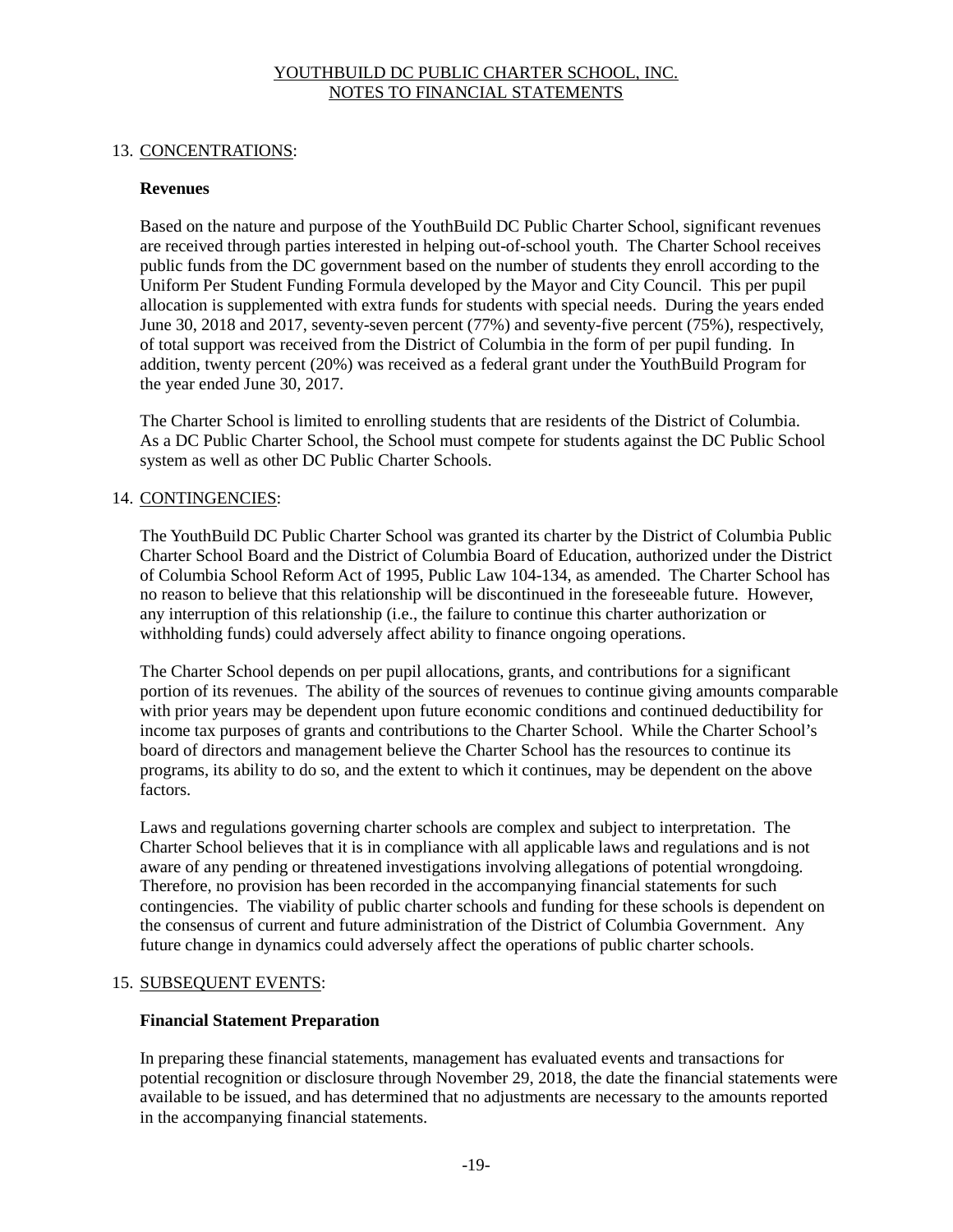# YOUTHBUILD DC PUBLIC CHARTER SCHOOL, INC.
## NOTES TO FINANCIAL STATEMENTS

13. CONCENTRATIONS:

**Revenues**

Based on the nature and purpose of the YouthBuild DC Public Charter School, significant revenues are received through parties interested in helping out-of-school youth. The Charter School receives public funds from the DC government based on the number of students they enroll according to the Uniform Per Student Funding Formula developed by the Mayor and City Council. This per pupil allocation is supplemented with extra funds for students with special needs. During the years ended June 30, 2018 and 2017, seventy-seven percent (77%) and seventy-five percent (75%), respectively, of total support was received from the District of Columbia in the form of per pupil funding. In addition, twenty percent (20%) was received as a federal grant under the YouthBuild Program for the year ended June 30, 2017.

The Charter School is limited to enrolling students that are residents of the District of Columbia. As a DC Public Charter School, the School must compete for students against the DC Public School system as well as other DC Public Charter Schools.

14. CONTINGENCIES:

The YouthBuild DC Public Charter School was granted its charter by the District of Columbia Public Charter School Board and the District of Columbia Board of Education, authorized under the District of Columbia School Reform Act of 1995, Public Law 104-134, as amended. The Charter School has no reason to believe that this relationship will be discontinued in the foreseeable future. However, any interruption of this relationship (i.e., the failure to continue this charter authorization or withholding funds) could adversely affect ability to finance ongoing operations.

The Charter School depends on per pupil allocations, grants, and contributions for a significant portion of its revenues. The ability of the sources of revenues to continue giving amounts comparable with prior years may be dependent upon future economic conditions and continued deductibility for income tax purposes of grants and contributions to the Charter School. While the Charter School's board of directors and management believe the Charter School has the resources to continue its programs, its ability to do so, and the extent to which it continues, may be dependent on the above factors.

Laws and regulations governing charter schools are complex and subject to interpretation. The Charter School believes that it is in compliance with all applicable laws and regulations and is not aware of any pending or threatened investigations involving allegations of potential wrongdoing. Therefore, no provision has been recorded in the accompanying financial statements for such contingencies. The viability of public charter schools and funding for these schools is dependent on the consensus of current and future administration of the District of Columbia Government. Any future change in dynamics could adversely affect the operations of public charter schools.

15. SUBSEQUENT EVENTS:

**Financial Statement Preparation**

In preparing these financial statements, management has evaluated events and transactions for potential recognition or disclosure through November 29, 2018, the date the financial statements were available to be issued, and has determined that no adjustments are necessary to the amounts reported in the accompanying financial statements.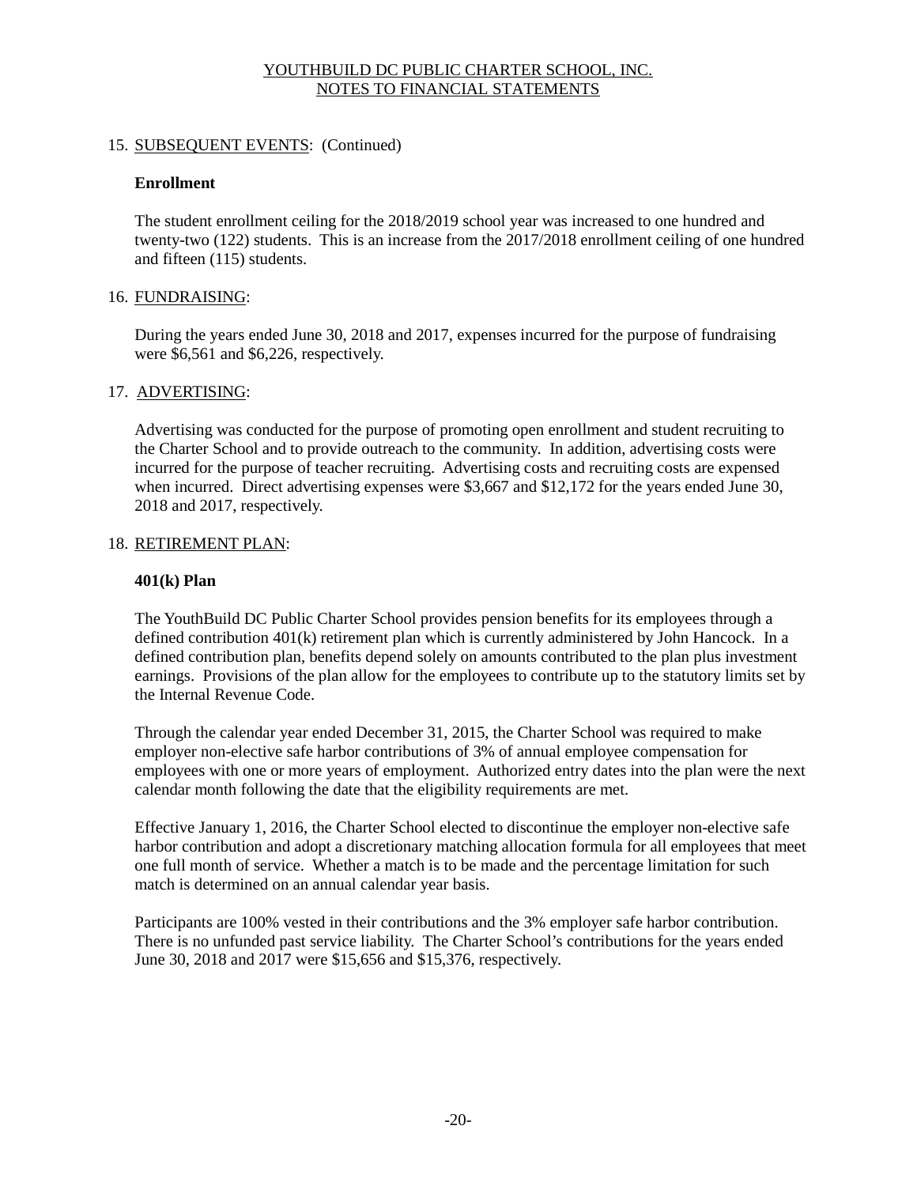15. SUBSEQUENT EVENTS: (Continued)

**Enrollment**

The student enrollment ceiling for the 2018/2019 school year was increased to one hundred and twenty-two (122) students. This is an increase from the 2017/2018 enrollment ceiling of one hundred and fifteen (115) students.

16. FUNDRAISING:

During the years ended June 30, 2018 and 2017, expenses incurred for the purpose of fundraising were $6,561 and $6,226, respectively.

17. ADVERTISING:

Advertising was conducted for the purpose of promoting open enrollment and student recruiting to the Charter School and to provide outreach to the community. In addition, advertising costs were incurred for the purpose of teacher recruiting. Advertising costs and recruiting costs are expensed when incurred. Direct advertising expenses were $3,667 and $12,172 for the years ended June 30, 2018 and 2017, respectively.

18. RETIREMENT PLAN:

**401(k) Plan**

The YouthBuild DC Public Charter School provides pension benefits for its employees through a defined contribution 401(k) retirement plan which is currently administered by John Hancock. In a defined contribution plan, benefits depend solely on amounts contributed to the plan plus investment earnings. Provisions of the plan allow for the employees to contribute up to the statutory limits set by the Internal Revenue Code.

Through the calendar year ended December 31, 2015, the Charter School was required to make employer non-elective safe harbor contributions of 3% of annual employee compensation for employees with one or more years of employment. Authorized entry dates into the plan were the next calendar month following the date that the eligibility requirements are met.

Effective January 1, 2016, the Charter School elected to discontinue the employer non-elective safe harbor contribution and adopt a discretionary matching allocation formula for all employees that meet one full month of service. Whether a match is to be made and the percentage limitation for such match is determined on an annual calendar year basis.

Participants are 100% vested in their contributions and the 3% employer safe harbor contribution. There is no unfunded past service liability. The Charter School's contributions for the years ended June 30, 2018 and 2017 were $15,656 and $15,376, respectively.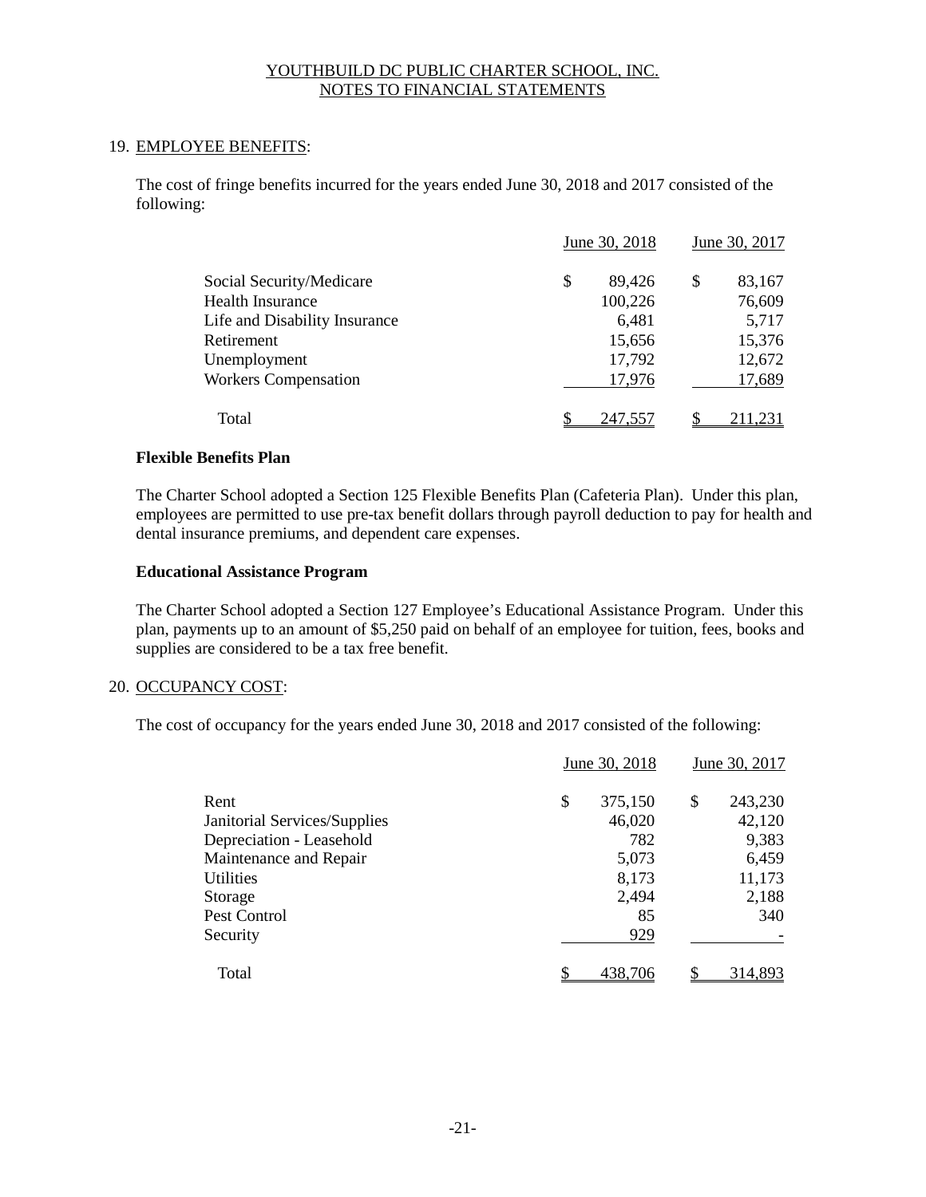YOUTHBUILD DC PUBLIC CHARTER SCHOOL, INC.
NOTES TO FINANCIAL STATEMENTS

## 19. EMPLOYEE BENEFITS:

The cost of fringe benefits incurred for the years ended June 30, 2018 and 2017 consisted of the following:

| | June 30, 2018 | June 30, 2017 |
|---|---|---|
| Social Security/Medicare | $ 89,426 | $ 83,167 |
| Health Insurance | 100,226 | 76,609 |
| Life and Disability Insurance | 6,481 | 5,717 |
| Retirement | 15,656 | 15,376 |
| Unemployment | 17,792 | 12,672 |
| Workers Compensation | 17,976 | 17,689 |
| Total | $ 247,557 | $ 211,231 |

### Flexible Benefits Plan

The Charter School adopted a Section 125 Flexible Benefits Plan (Cafeteria Plan). Under this plan, employees are permitted to use pre-tax benefit dollars through payroll deduction to pay for health and dental insurance premiums, and dependent care expenses.

### Educational Assistance Program

The Charter School adopted a Section 127 Employee's Educational Assistance Program. Under this plan, payments up to an amount of $5,250 paid on behalf of an employee for tuition, fees, books and supplies are considered to be a tax free benefit.

## 20. OCCUPANCY COST:

The cost of occupancy for the years ended June 30, 2018 and 2017 consisted of the following:

| | June 30, 2018 | June 30, 2017 |
|---|---|---|
| Rent | $ 375,150 | $ 243,230 |
| Janitorial Services/Supplies | 46,020 | 42,120 |
| Depreciation - Leasehold | 782 | 9,383 |
| Maintenance and Repair | 5,073 | 6,459 |
| Utilities | 8,173 | 11,173 |
| Storage | 2,494 | 2,188 |
| Pest Control | 85 | 340 |
| Security | 929 | - |
| Total | $ 438,706 | $ 314,893 |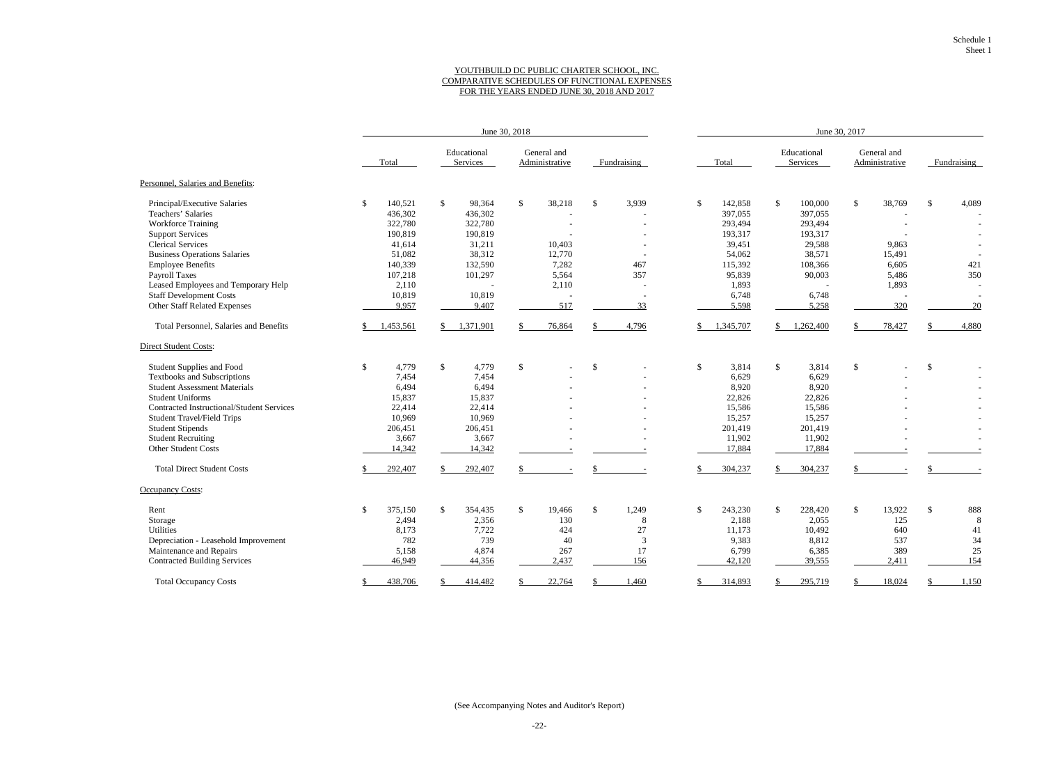Schedule 1
Sheet 1

# YOUTHBUILD DC PUBLIC CHARTER SCHOOL, INC.
## COMPARATIVE SCHEDULES OF FUNCTIONAL EXPENSES
## FOR THE YEARS ENDED JUNE 30, 2018 AND 2017

| | June 30, 2018 | | | | June 30, 2017 | | | |
|---|---|---|---|---|---|---|---|---|
| | Total | Educational Services | General and Administrative | Fundraising | Total | Educational Services | General and Administrative | Fundraising |
| **Personnel, Salaries and Benefits:** | | | | | | | | |
| Principal/Executive Salaries | $ 140,521 | $ 98,364 | $ 38,218 | $ 3,939 | $ 142,858 | $ 100,000 | $ 38,769 | $ 4,089 |
| Teachers' Salaries | 436,302 | 436,302 | - | - | 397,055 | 397,055 | - | - |
| Workforce Training | 322,780 | 322,780 | - | - | 293,494 | 293,494 | - | - |
| Support Services | 190,819 | 190,819 | - | - | 193,317 | 193,317 | - | - |
| Clerical Services | 41,614 | 31,211 | 10,403 | - | 39,451 | 29,588 | 9,863 | - |
| Business Operations Salaries | 51,082 | 38,312 | 12,770 | - | 54,062 | 38,571 | 15,491 | - |
| Employee Benefits | 140,339 | 132,590 | 7,282 | 467 | 115,392 | 108,366 | 6,605 | 421 |
| Payroll Taxes | 107,218 | 101,297 | 5,564 | 357 | 95,839 | 90,003 | 5,486 | 350 |
| Leased Employees and Temporary Help | 2,110 | - | 2,110 | - | 1,893 | - | 1,893 | - |
| Staff Development Costs | 10,819 | 10,819 | - | - | 6,748 | 6,748 | - | - |
| Other Staff Related Expenses | 9,957 | 9,407 | 517 | 33 | 5,598 | 5,258 | 320 | 20 |
| Total Personnel, Salaries and Benefits | $ 1,453,561 | $ 1,371,901 | $ 76,864 | $ 4,796 | $ 1,345,707 | $ 1,262,400 | $ 78,427 | $ 4,880 |
| **Direct Student Costs:** | | | | | | | | |
| Student Supplies and Food | $ 4,779 | $ 4,779 | $ - | $ - | $ 3,814 | $ 3,814 | $ - | $ - |
| Textbooks and Subscriptions | 7,454 | 7,454 | - | - | 6,629 | 6,629 | - | - |
| Student Assessment Materials | 6,494 | 6,494 | - | - | 8,920 | 8,920 | - | - |
| Student Uniforms | 15,837 | 15,837 | - | - | 22,826 | 22,826 | - | - |
| Contracted Instructional/Student Services | 22,414 | 22,414 | - | - | 15,586 | 15,586 | - | - |
| Student Travel/Field Trips | 10,969 | 10,969 | - | - | 15,257 | 15,257 | - | - |
| Student Stipends | 206,451 | 206,451 | - | - | 201,419 | 201,419 | - | - |
| Student Recruiting | 3,667 | 3,667 | - | - | 11,902 | 11,902 | - | - |
| Other Student Costs | 14,342 | 14,342 | - | - | 17,884 | 17,884 | - | - |
| Total Direct Student Costs | $ 292,407 | $ 292,407 | $ - | $ - | $ 304,237 | $ 304,237 | $ - | $ - |
| **Occupancy Costs:** | | | | | | | | |
| Rent | $ 375,150 | $ 354,435 | $ 19,466 | $ 1,249 | $ 243,230 | $ 228,420 | $ 13,922 | $ 888 |
| Storage | 2,494 | 2,356 | 130 | 8 | 2,188 | 2,055 | 125 | 8 |
| Utilities | 8,173 | 7,722 | 424 | 27 | 11,173 | 10,492 | 640 | 41 |
| Depreciation - Leasehold Improvement | 782 | 739 | 40 | 3 | 9,383 | 8,812 | 537 | 34 |
| Maintenance and Repairs | 5,158 | 4,874 | 267 | 17 | 6,799 | 6,385 | 389 | 25 |
| Contracted Building Services | 46,949 | 44,356 | 2,437 | 156 | 42,120 | 39,555 | 2,411 | 154 |
| Total Occupancy Costs | $ 438,706 | $ 414,482 | $ 22,764 | $ 1,460 | $ 314,893 | $ 295,719 | $ 18,024 | $ 1,150 |

(See Accompanying Notes and Auditor's Report)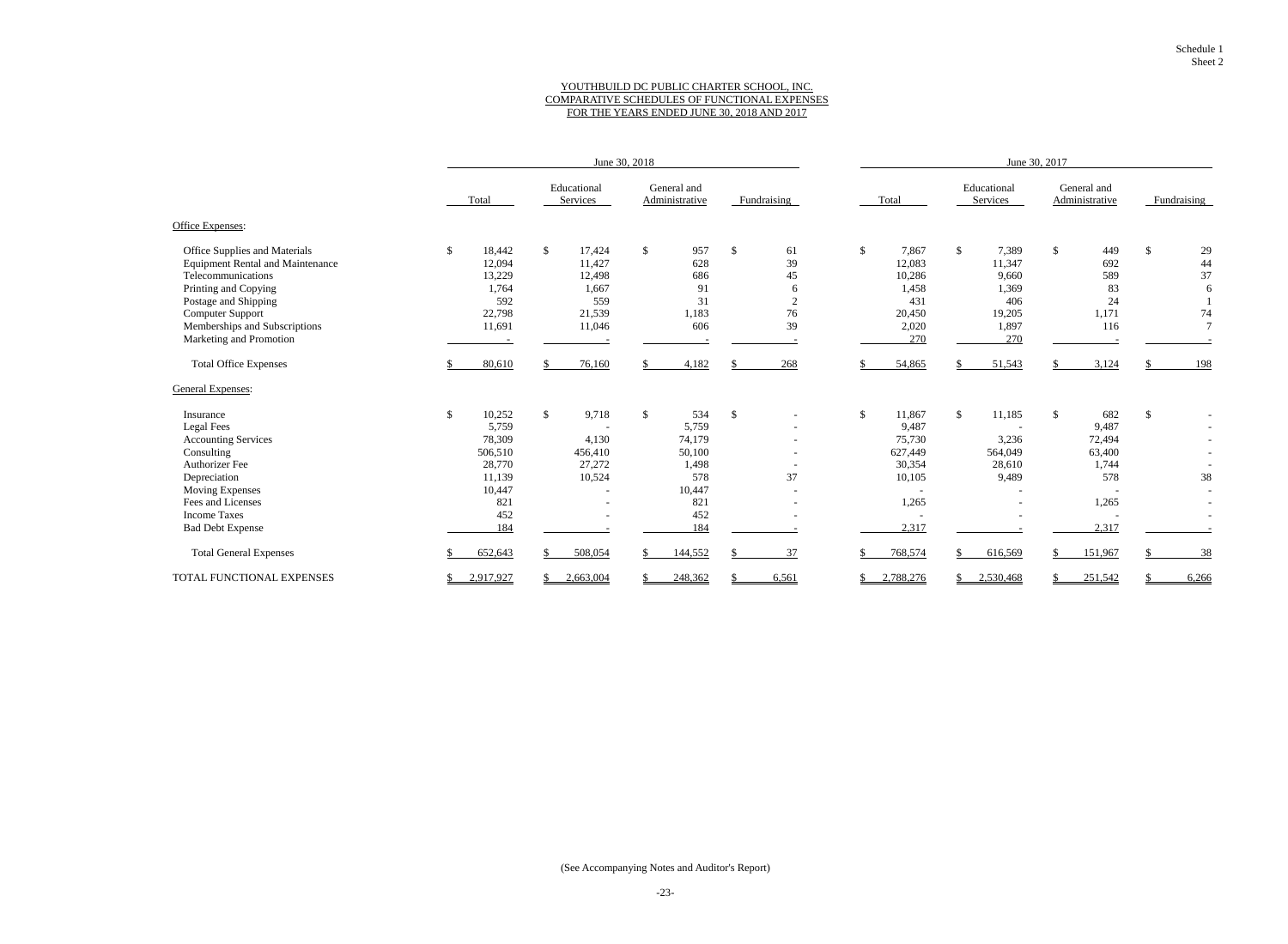Schedule 1
Sheet 2

# YOUTHBUILD DC PUBLIC CHARTER SCHOOL, INC.
## COMPARATIVE SCHEDULES OF FUNCTIONAL EXPENSES
### FOR THE YEARS ENDED JUNE 30, 2018 AND 2017

| | June 30, 2018 | | | | June 30, 2017 | | | |
|---|---|---|---|---|---|---|---|---|
| | Total | Educational Services | General and Administrative | Fundraising | Total | Educational Services | General and Administrative | Fundraising |
| **Office Expenses:** | | | | | | | | |
| Office Supplies and Materials | $ 18,442 | $ 17,424 | $ 957 | $ 61 | $ 7,867 | $ 7,389 | $ 449 | $ 29 |
| Equipment Rental and Maintenance | 12,094 | 11,427 | 628 | 39 | 12,083 | 11,347 | 692 | 44 |
| Telecommunications | 13,229 | 12,498 | 686 | 45 | 10,286 | 9,660 | 589 | 37 |
| Printing and Copying | 1,764 | 1,667 | 91 | 6 | 1,458 | 1,369 | 83 | 6 |
| Postage and Shipping | 592 | 559 | 31 | 2 | 431 | 406 | 24 | 1 |
| Computer Support | 22,798 | 21,539 | 1,183 | 76 | 20,450 | 19,205 | 1,171 | 74 |
| Memberships and Subscriptions | 11,691 | 11,046 | 606 | 39 | 2,020 | 1,897 | 116 | 7 |
| Marketing and Promotion | - | - | - | - | 270 | 270 | - | - |
| Total Office Expenses | $ 80,610 | $ 76,160 | $ 4,182 | $ 268 | $ 54,865 | $ 51,543 | $ 3,124 | $ 198 |
| **General Expenses:** | | | | | | | | |
| Insurance | $ 10,252 | $ 9,718 | $ 534 | $ - | $ 11,867 | $ 11,185 | $ 682 | $ - |
| Legal Fees | 5,759 | - | 5,759 | - | 9,487 | - | 9,487 | - |
| Accounting Services | 78,309 | 4,130 | 74,179 | - | 75,730 | 3,236 | 72,494 | - |
| Consulting | 506,510 | 456,410 | 50,100 | - | 627,449 | 564,049 | 63,400 | - |
| Authorizer Fee | 28,770 | 27,272 | 1,498 | - | 30,354 | 28,610 | 1,744 | - |
| Depreciation | 11,139 | 10,524 | 578 | 37 | 10,105 | 9,489 | 578 | 38 |
| Moving Expenses | 10,447 | - | 10,447 | - | - | - | - | - |
| Fees and Licenses | 821 | - | 821 | - | 1,265 | - | 1,265 | - |
| Income Taxes | 452 | - | 452 | - | - | - | - | - |
| Bad Debt Expense | 184 | - | 184 | - | 2,317 | - | 2,317 | - |
| Total General Expenses | $ 652,643 | $ 508,054 | $ 144,552 | $ 37 | $ 768,574 | $ 616,569 | $ 151,967 | $ 38 |
| TOTAL FUNCTIONAL EXPENSES | $ 2,917,927 | $ 2,663,004 | $ 248,362 | $ 6,561 | $ 2,788,276 | $ 2,530,468 | $ 251,542 | $ 6,266 |

(See Accompanying Notes and Auditor's Report)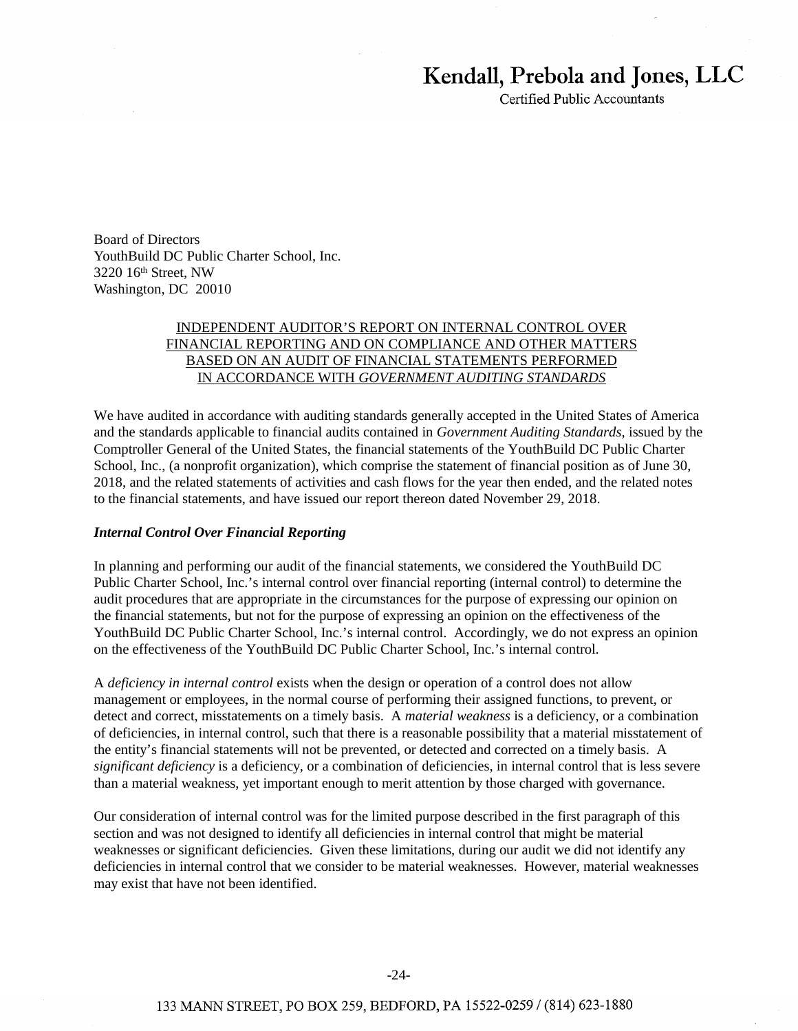# Kendall, Prebola and Jones, LLC

Certified Public Accountants

Board of Directors
YouthBuild DC Public Charter School, Inc.
3220 16th Street, NW
Washington, DC 20010

## INDEPENDENT AUDITOR'S REPORT ON INTERNAL CONTROL OVER FINANCIAL REPORTING AND ON COMPLIANCE AND OTHER MATTERS BASED ON AN AUDIT OF FINANCIAL STATEMENTS PERFORMED IN ACCORDANCE WITH *GOVERNMENT AUDITING STANDARDS*

We have audited in accordance with auditing standards generally accepted in the United States of America and the standards applicable to financial audits contained in *Government Auditing Standards*, issued by the Comptroller General of the United States, the financial statements of the YouthBuild DC Public Charter School, Inc., (a nonprofit organization), which comprise the statement of financial position as of June 30, 2018, and the related statements of activities and cash flows for the year then ended, and the related notes to the financial statements, and have issued our report thereon dated November 29, 2018.

***Internal Control Over Financial Reporting***

In planning and performing our audit of the financial statements, we considered the YouthBuild DC Public Charter School, Inc.'s internal control over financial reporting (internal control) to determine the audit procedures that are appropriate in the circumstances for the purpose of expressing our opinion on the financial statements, but not for the purpose of expressing an opinion on the effectiveness of the YouthBuild DC Public Charter School, Inc.'s internal control. Accordingly, we do not express an opinion on the effectiveness of the YouthBuild DC Public Charter School, Inc.'s internal control.

A *deficiency in internal control* exists when the design or operation of a control does not allow management or employees, in the normal course of performing their assigned functions, to prevent, or detect and correct, misstatements on a timely basis. A *material weakness* is a deficiency, or a combination of deficiencies, in internal control, such that there is a reasonable possibility that a material misstatement of the entity's financial statements will not be prevented, or detected and corrected on a timely basis. A *significant deficiency* is a deficiency, or a combination of deficiencies, in internal control that is less severe than a material weakness, yet important enough to merit attention by those charged with governance.

Our consideration of internal control was for the limited purpose described in the first paragraph of this section and was not designed to identify all deficiencies in internal control that might be material weaknesses or significant deficiencies. Given these limitations, during our audit we did not identify any deficiencies in internal control that we consider to be material weaknesses. However, material weaknesses may exist that have not been identified.

133 MANN STREET, PO BOX 259, BEDFORD, PA 15522-0259 / (814) 623-1880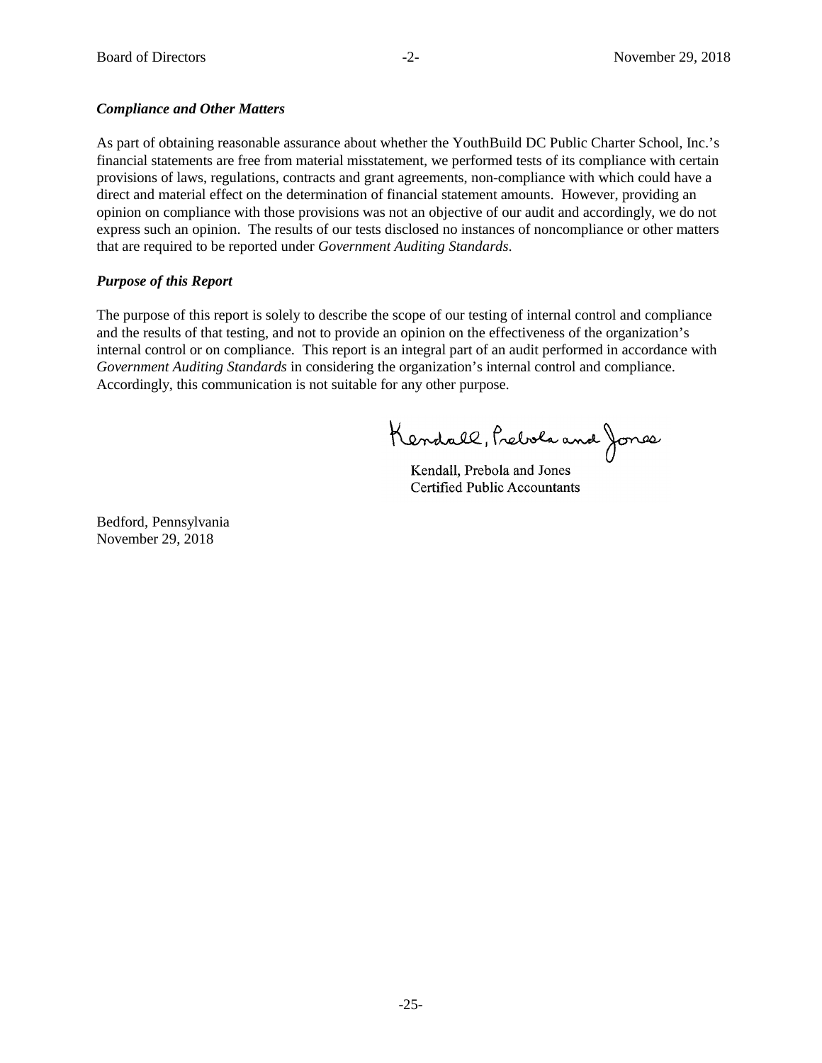### *Compliance and Other Matters*

As part of obtaining reasonable assurance about whether the YouthBuild DC Public Charter School, Inc.'s financial statements are free from material misstatement, we performed tests of its compliance with certain provisions of laws, regulations, contracts and grant agreements, non-compliance with which could have a direct and material effect on the determination of financial statement amounts. However, providing an opinion on compliance with those provisions was not an objective of our audit and accordingly, we do not express such an opinion. The results of our tests disclosed no instances of noncompliance or other matters that are required to be reported under *Government Auditing Standards*.

### *Purpose of this Report*

The purpose of this report is solely to describe the scope of our testing of internal control and compliance and the results of that testing, and not to provide an opinion on the effectiveness of the organization's internal control or on compliance. This report is an integral part of an audit performed in accordance with *Government Auditing Standards* in considering the organization's internal control and compliance. Accordingly, this communication is not suitable for any other purpose.

Kendall, Prebola and Jones

Kendall, Prebola and Jones
Certified Public Accountants

Bedford, Pennsylvania
November 29, 2018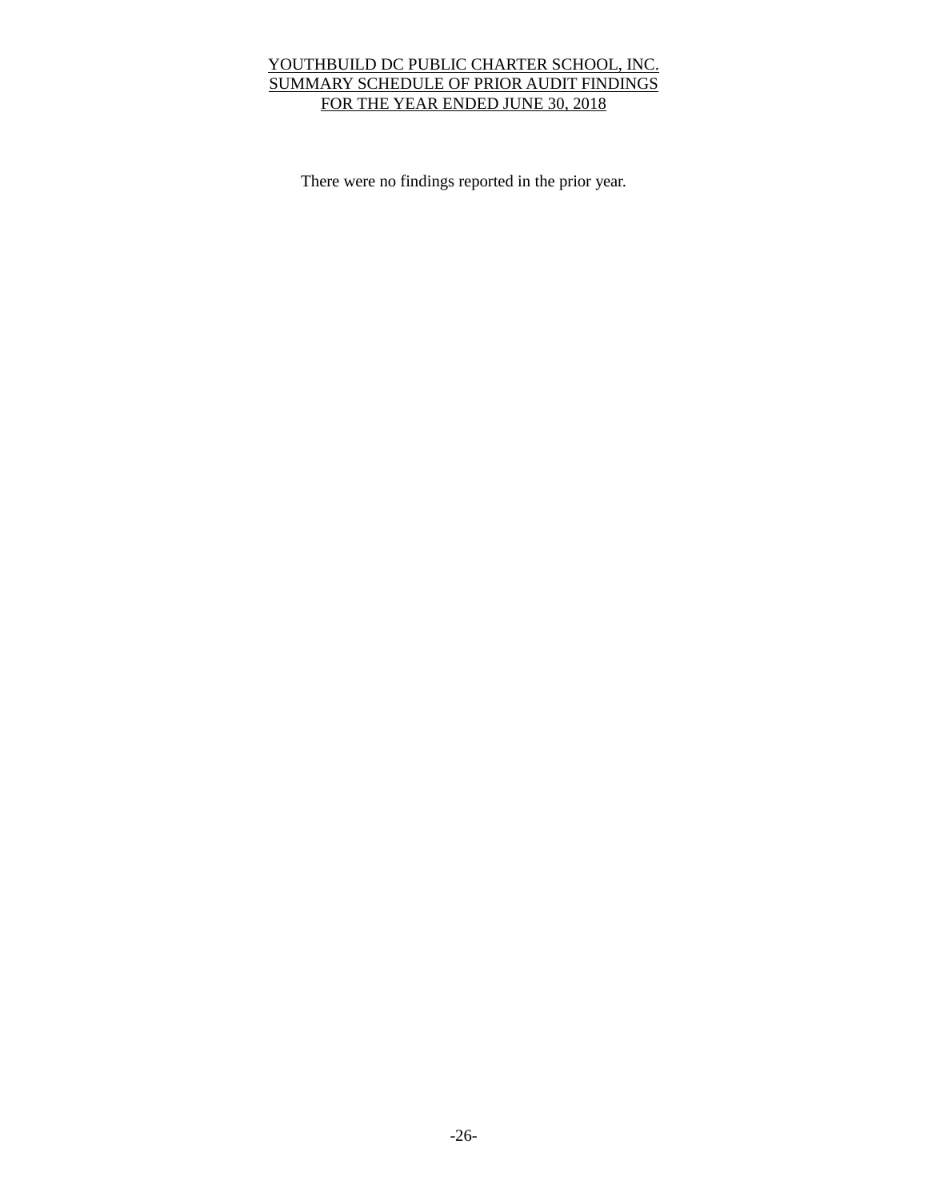# YOUTHBUILD DC PUBLIC CHARTER SCHOOL, INC.
## SUMMARY SCHEDULE OF PRIOR AUDIT FINDINGS
## FOR THE YEAR ENDED JUNE 30, 2018

There were no findings reported in the prior year.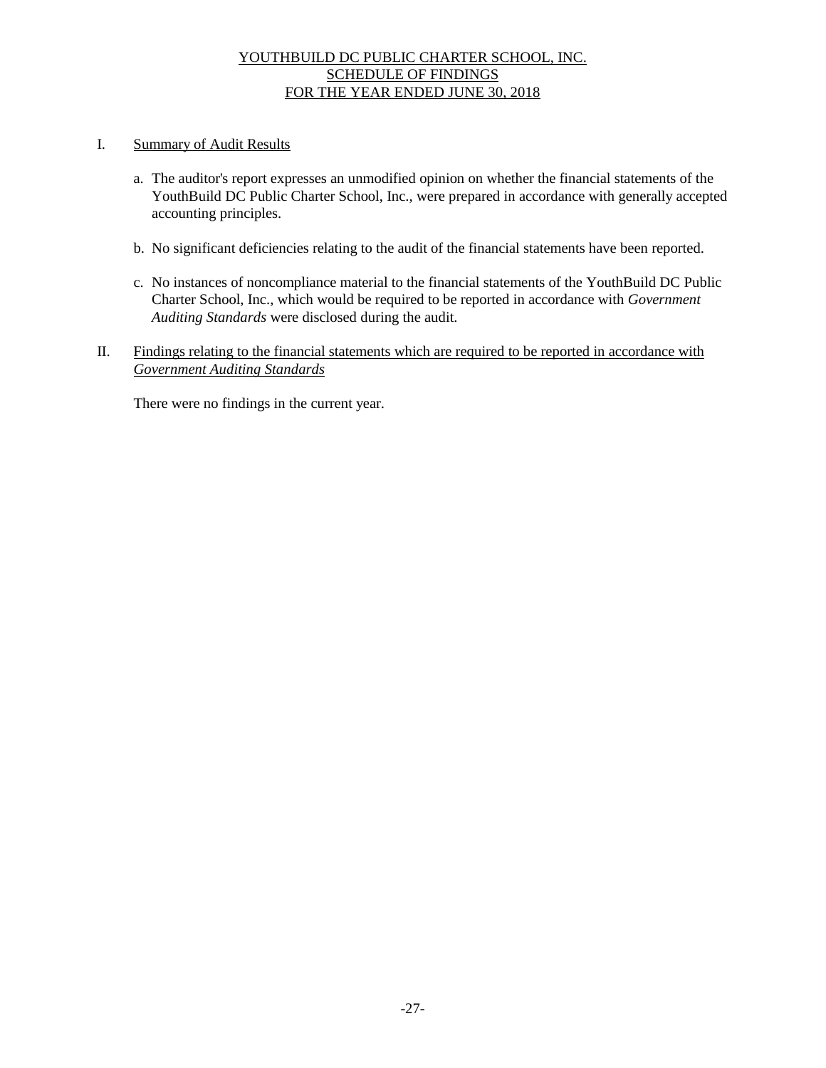# YOUTHBUILD DC PUBLIC CHARTER SCHOOL, INC.
# SCHEDULE OF FINDINGS
# FOR THE YEAR ENDED JUNE 30, 2018

I. Summary of Audit Results

a. The auditor's report expresses an unmodified opinion on whether the financial statements of the YouthBuild DC Public Charter School, Inc., were prepared in accordance with generally accepted accounting principles.

b. No significant deficiencies relating to the audit of the financial statements have been reported.

c. No instances of noncompliance material to the financial statements of the YouthBuild DC Public Charter School, Inc., which would be required to be reported in accordance with *Government Auditing Standards* were disclosed during the audit.

II. Findings relating to the financial statements which are required to be reported in accordance with *Government Auditing Standards*

There were no findings in the current year.